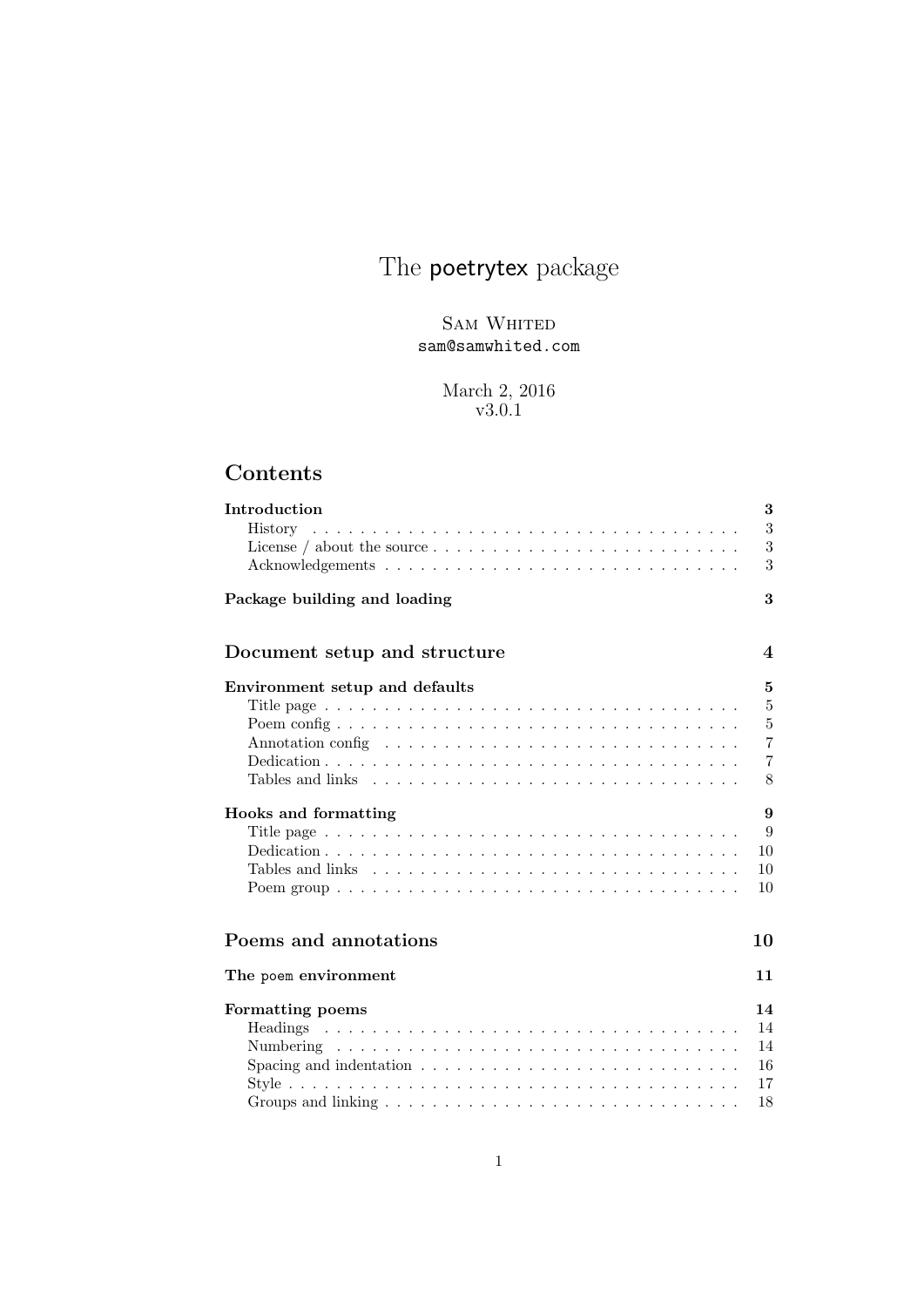# The poetrytex package

Sam Whited
`sam@samwhited.com`

March 2, 2016
v3.0.1

## Contents

**Introduction** ... **3**
- History ... 3
- License / about the source ... 3
- Acknowledgements ... 3

**Package building and loading** ... **3**

**Document setup and structure** ... **4**

**Environment setup and defaults** ... **5**
- Title page ... 5
- Poem config ... 5
- Annotation config ... 7
- Dedication ... 7
- Tables and links ... 8

**Hooks and formatting** ... **9**
- Title page ... 9
- Dedication ... 10
- Tables and links ... 10
- Poem group ... 10

**Poems and annotations** ... **10**

**The `poem` environment** ... **11**

**Formatting poems** ... **14**
- Headings ... 14
- Numbering ... 14
- Spacing and indentation ... 16
- Style ... 17
- Groups and linking ... 18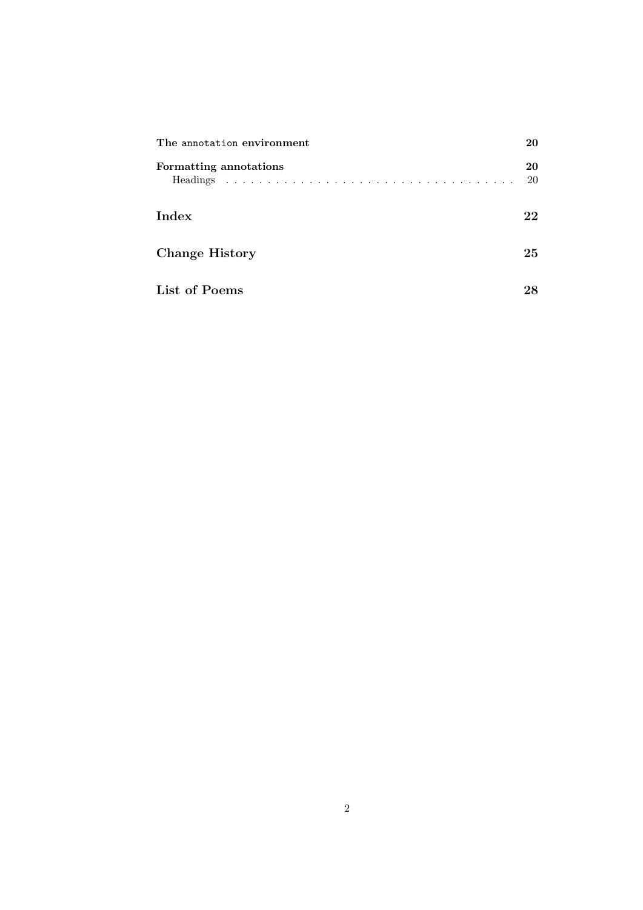**The `annotation` environment** 20

**Formatting annotations** 20

Headings . . . . . . . . . . . . . . . . . . . . . . . . . . . . . . . . 20

**Index** 22

**Change History** 25

**List of Poems** 28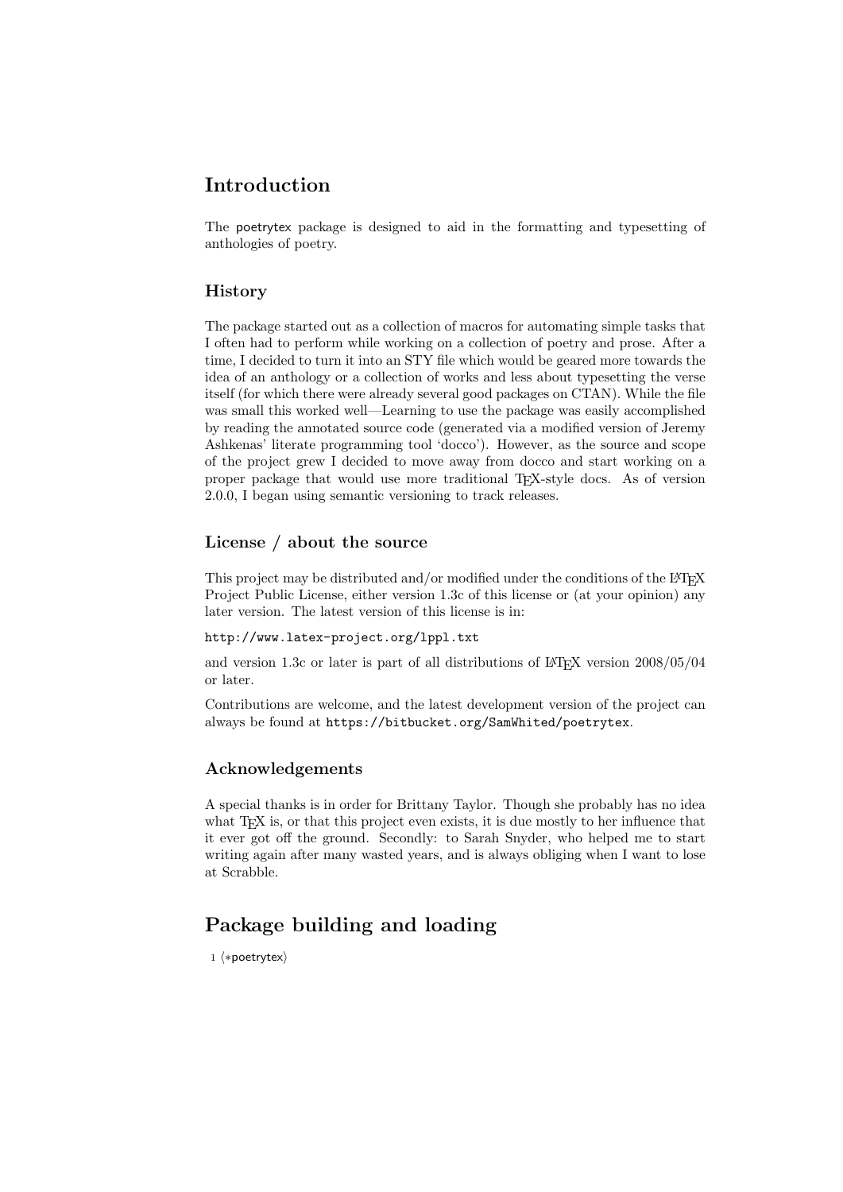# Introduction

The poetrytex package is designed to aid in the formatting and typesetting of anthologies of poetry.

## History

The package started out as a collection of macros for automating simple tasks that I often had to perform while working on a collection of poetry and prose. After a time, I decided to turn it into an STY file which would be geared more towards the idea of an anthology or a collection of works and less about typesetting the verse itself (for which there were already several good packages on CTAN). While the file was small this worked well—Learning to use the package was easily accomplished by reading the annotated source code (generated via a modified version of Jeremy Ashkenas' literate programming tool 'docco'). However, as the source and scope of the project grew I decided to move away from docco and start working on a proper package that would use more traditional TeX-style docs. As of version 2.0.0, I began using semantic versioning to track releases.

## License / about the source

This project may be distributed and/or modified under the conditions of the LaTeX Project Public License, either version 1.3c of this license or (at your opinion) any later version. The latest version of this license is in:

`http://www.latex-project.org/lppl.txt`

and version 1.3c or later is part of all distributions of LaTeX version 2008/05/04 or later.

Contributions are welcome, and the latest development version of the project can always be found at `https://bitbucket.org/SamWhited/poetrytex`.

## Acknowledgements

A special thanks is in order for Brittany Taylor. Though she probably has no idea what TeX is, or that this project even exists, it is due mostly to her influence that it ever got off the ground. Secondly: to Sarah Snyder, who helped me to start writing again after many wasted years, and is always obliging when I want to lose at Scrabble.

# Package building and loading

```
1 ⟨*poetrytex⟩
```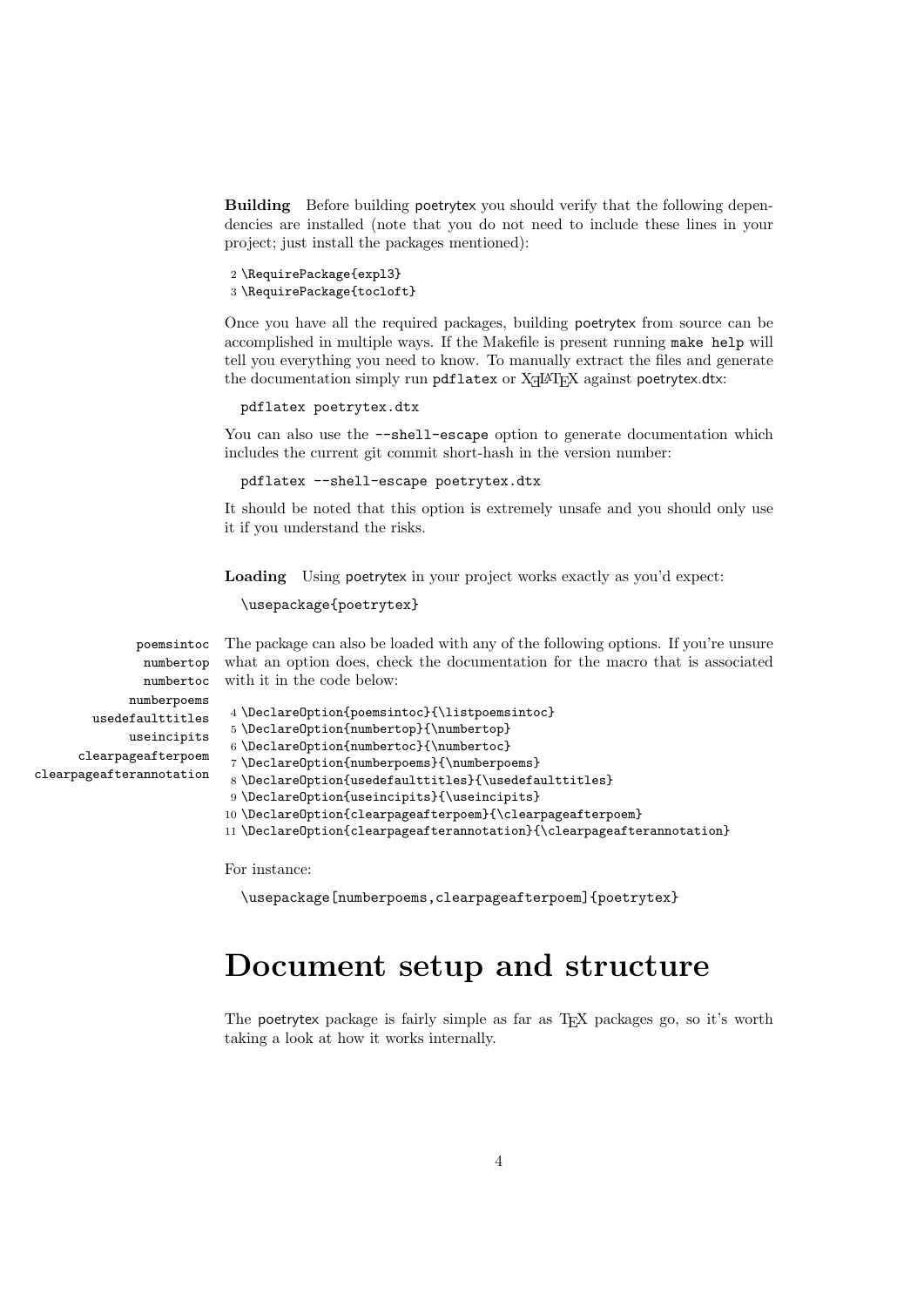**Building** Before building poetrytex you should verify that the following dependencies are installed (note that you do not need to include these lines in your project; just install the packages mentioned):

```
2 \RequirePackage{expl3}
3 \RequirePackage{tocloft}
```

Once you have all the required packages, building poetrytex from source can be accomplished in multiple ways. If the Makefile is present running `make help` will tell you everything you need to know. To manually extract the files and generate the documentation simply run `pdflatex` or XƎLaTeX against poetrytex.dtx:

```
pdflatex poetrytex.dtx
```

You can also use the `--shell-escape` option to generate documentation which includes the current git commit short-hash in the version number:

```
pdflatex --shell-escape poetrytex.dtx
```

It should be noted that this option is extremely unsafe and you should only use it if you understand the risks.

**Loading** Using poetrytex in your project works exactly as you'd expect:

```
\usepackage{poetrytex}
```

poemsintoc
numbertop
numbertoc
numberpoems
usedefaulttitles
useincipits
clearpageafterpoem
clearpageafterannotation

The package can also be loaded with any of the following options. If you're unsure what an option does, check the documentation for the macro that is associated with it in the code below:

```
4 \DeclareOption{poemsintoc}{\listpoemsintoc}
5 \DeclareOption{numbertop}{\numbertop}
6 \DeclareOption{numbertoc}{\numbertoc}
7 \DeclareOption{numberpoems}{\numberpoems}
8 \DeclareOption{usedefaulttitles}{\usedefaulttitles}
9 \DeclareOption{useincipits}{\useincipits}
10 \DeclareOption{clearpageafterpoem}{\clearpageafterpoem}
11 \DeclareOption{clearpageafterannotation}{\clearpageafterannotation}
```

For instance:

```
\usepackage[numberpoems,clearpageafterpoem]{poetrytex}
```

# Document setup and structure

The poetrytex package is fairly simple as far as TeX packages go, so it's worth taking a look at how it works internally.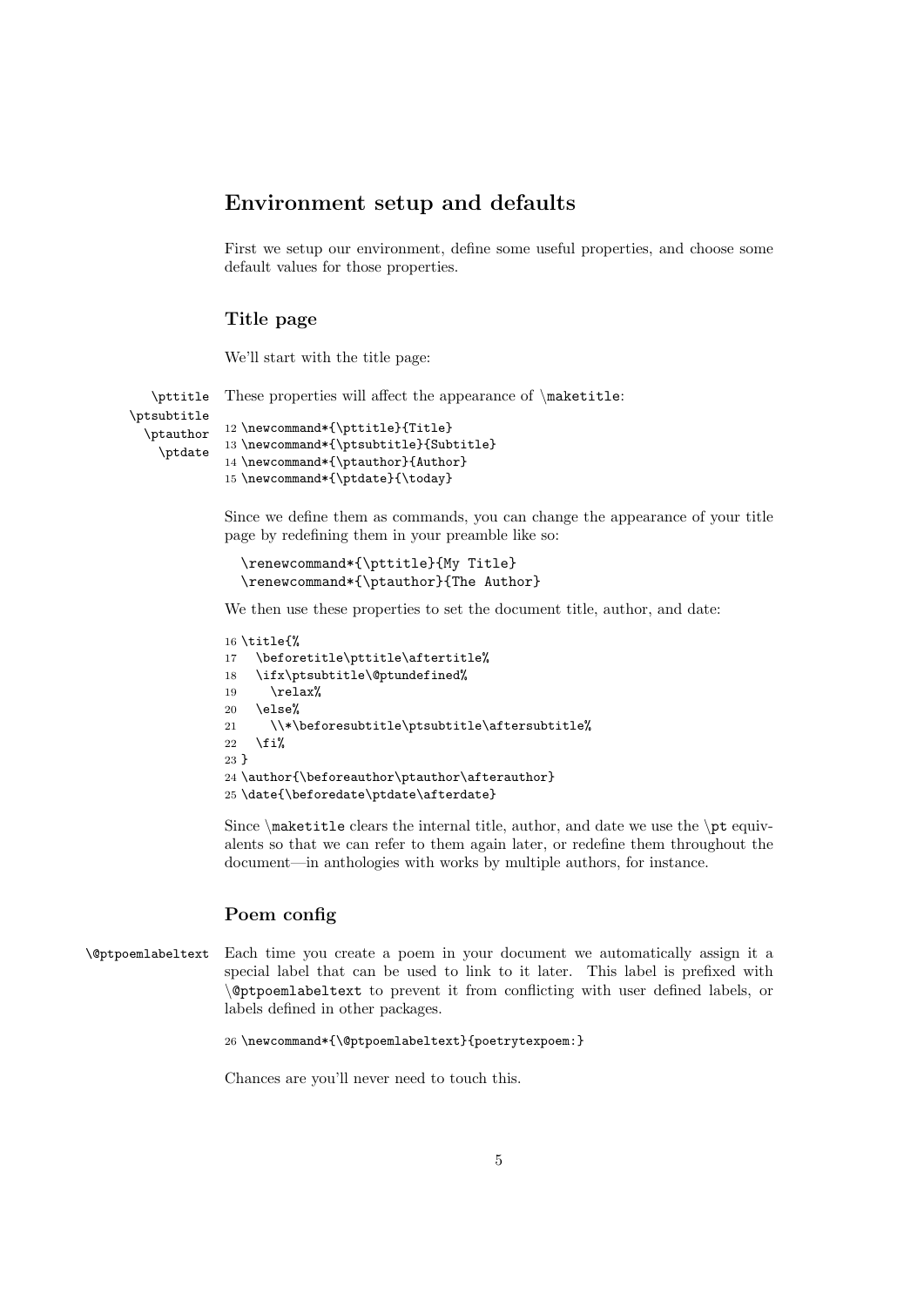## Environment setup and defaults

First we setup our environment, define some useful properties, and choose some default values for those properties.

### Title page

We'll start with the title page:

\pttitle \ptsubtitle \ptauthor \ptdate

These properties will affect the appearance of `\maketitle`:

```
12 \newcommand*{\pttitle}{Title}
13 \newcommand*{\ptsubtitle}{Subtitle}
14 \newcommand*{\ptauthor}{Author}
15 \newcommand*{\ptdate}{\today}
```

Since we define them as commands, you can change the appearance of your title page by redefining them in your preamble like so:

```
\renewcommand*{\pttitle}{My Title}
\renewcommand*{\ptauthor}{The Author}
```

We then use these properties to set the document title, author, and date:

```
16 \title{%
17   \beforetitle\pttitle\aftertitle%
18   \ifx\ptsubtitle\@ptundefined%
19     \relax%
20   \else%
21     \\*\beforesubtitle\ptsubtitle\aftersubtitle%
22   \fi%
23 }
24 \author{\beforeauthor\ptauthor\afterauthor}
25 \date{\beforedate\ptdate\afterdate}
```

Since `\maketitle` clears the internal title, author, and date we use the `\pt` equivalents so that we can refer to them again later, or redefine them throughout the document—in anthologies with works by multiple authors, for instance.

### Poem config

\@ptpoemlabeltext

Each time you create a poem in your document we automatically assign it a special label that can be used to link to it later. This label is prefixed with `\@ptpoemlabeltext` to prevent it from conflicting with user defined labels, or labels defined in other packages.

```
26 \newcommand*{\@ptpoemlabeltext}{poetrytexpoem:}
```

Chances are you'll never need to touch this.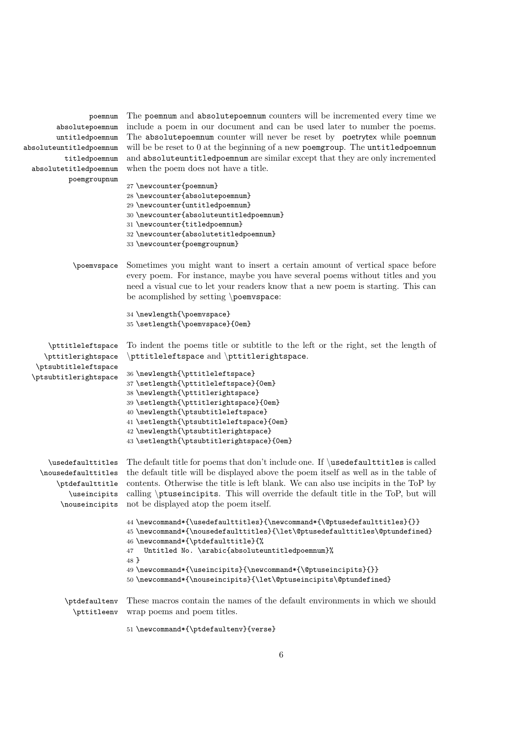`poemnum` `absolutepoemnum` `untitledpoemnum` `absoluteuntitledpoemnum` `titledpoemnum` `absolutetitledpoemnum` `poemgroupnum`

The `poemnum` and `absolutepoemnum` counters will be incremented every time we include a poem in our document and can be used later to number the poems. The `absolutepoemnum` counter will never be reset by poetrytex while `poemnum` will be be reset to 0 at the beginning of a new `poemgroup`. The `untitledpoemnum` and `absoluteuntitledpoemnum` are similar except that they are only incremented when the poem does not have a title.

```
27 \newcounter{poemnum}
28 \newcounter{absolutepoemnum}
29 \newcounter{untitledpoemnum}
30 \newcounter{absoluteuntitledpoemnum}
31 \newcounter{titledpoemnum}
32 \newcounter{absolutetitledpoemnum}
33 \newcounter{poemgroupnum}
```

`\poemvspace`

Sometimes you might want to insert a certain amount of vertical space before every poem. For instance, maybe you have several poems without titles and you need a visual cue to let your readers know that a new poem is starting. This can be acomplished by setting `\poemvspace`:

```
34 \newlength{\poemvspace}
35 \setlength{\poemvspace}{0em}
```

`\pttitleleftspace` `\pttitlerightspace` `\ptsubtitleleftspace` `\ptsubtitlerightspace`

To indent the poems title or subtitle to the left or the right, set the length of `\pttitleleftspace` and `\pttitlerightspace`.

```
36 \newlength{\pttitleleftspace}
37 \setlength{\pttitleleftspace}{0em}
38 \newlength{\pttitlerightspace}
39 \setlength{\pttitlerightspace}{0em}
40 \newlength{\ptsubtitleleftspace}
41 \setlength{\ptsubtitleleftspace}{0em}
42 \newlength{\ptsubtitlerightspace}
43 \setlength{\ptsubtitlerightspace}{0em}
```

`\usedefaulttitles` `\nousedefaulttitles` `\ptdefaulttitle` `\useincipits` `\nouseincipits`

The default title for poems that don't include one. If `\usedefaulttitles` is called the default title will be displayed above the poem itself as well as in the table of contents. Otherwise the title is left blank. We can also use incipits in the ToP by calling `\ptuseincipits`. This will override the default title in the ToP, but will not be displayed atop the poem itself.

```
44 \newcommand*{\usedefaulttitles}{\newcommand*{\@ptusedefaulttitles}{}}
45 \newcommand*{\nousedefaulttitles}{\let\@ptusedefaulttitles\@ptundefined}
46 \newcommand*{\ptdefaulttitle}{%
47   Untitled No. \arabic{absoluteuntitledpoemnum}%
48 }
49 \newcommand*{\useincipits}{\newcommand*{\@ptuseincipits}{}}
50 \newcommand*{\nouseincipits}{\let\@ptuseincipits\@ptundefined}
```

`\ptdefaultenv` `\pttitleenv`

These macros contain the names of the default environments in which we should wrap poems and poem titles.

```
51 \newcommand*{\ptdefaultenv}{verse}
```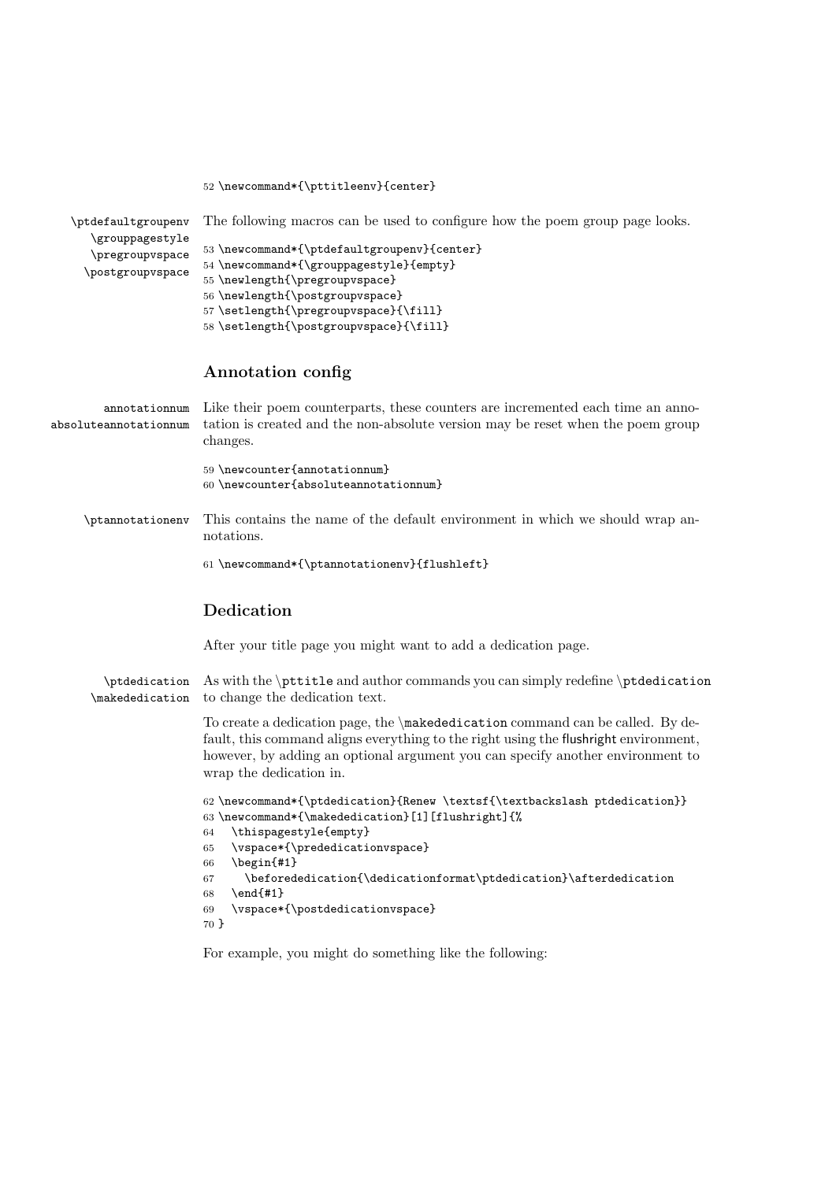```
52 \newcommand*{\pttitleenv}{center}
```

\ptdefaultgroupenv \grouppagestyle \pregroupvspace \postgroupvspace

The following macros can be used to configure how the poem group page looks.

```
53 \newcommand*{\ptdefaultgroupenv}{center}
54 \newcommand*{\grouppagestyle}{empty}
55 \newlength{\pregroupvspace}
56 \newlength{\postgroupvspace}
57 \setlength{\pregroupvspace}{\fill}
58 \setlength{\postgroupvspace}{\fill}
```

### Annotation config

annotationnum absoluteannotationnum

Like their poem counterparts, these counters are incremented each time an annotation is created and the non-absolute version may be reset when the poem group changes.

```
59 \newcounter{annotationnum}
60 \newcounter{absoluteannotationnum}
```

\ptannotationenv

This contains the name of the default environment in which we should wrap annotations.

```
61 \newcommand*{\ptannotationenv}{flushleft}
```

### Dedication

After your title page you might want to add a dedication page.

\ptdedication \makededication

As with the `\pttitle` and author commands you can simply redefine `\ptdedication` to change the dedication text.

To create a dedication page, the `\makededication` command can be called. By default, this command aligns everything to the right using the flushright environment, however, by adding an optional argument you can specify another environment to wrap the dedication in.

```
62 \newcommand*{\ptdedication}{Renew \textsf{\textbackslash ptdedication}}
63 \newcommand*{\makededication}[1][flushright]{%
64   \thispagestyle{empty}
65   \vspace*{\prededicationvspace}
66   \begin{#1}
67     \beforededication{\dedicationformat\ptdedication}\afterdedication
68   \end{#1}
69   \vspace*{\postdedicationvspace}
70 }
```

For example, you might do something like the following: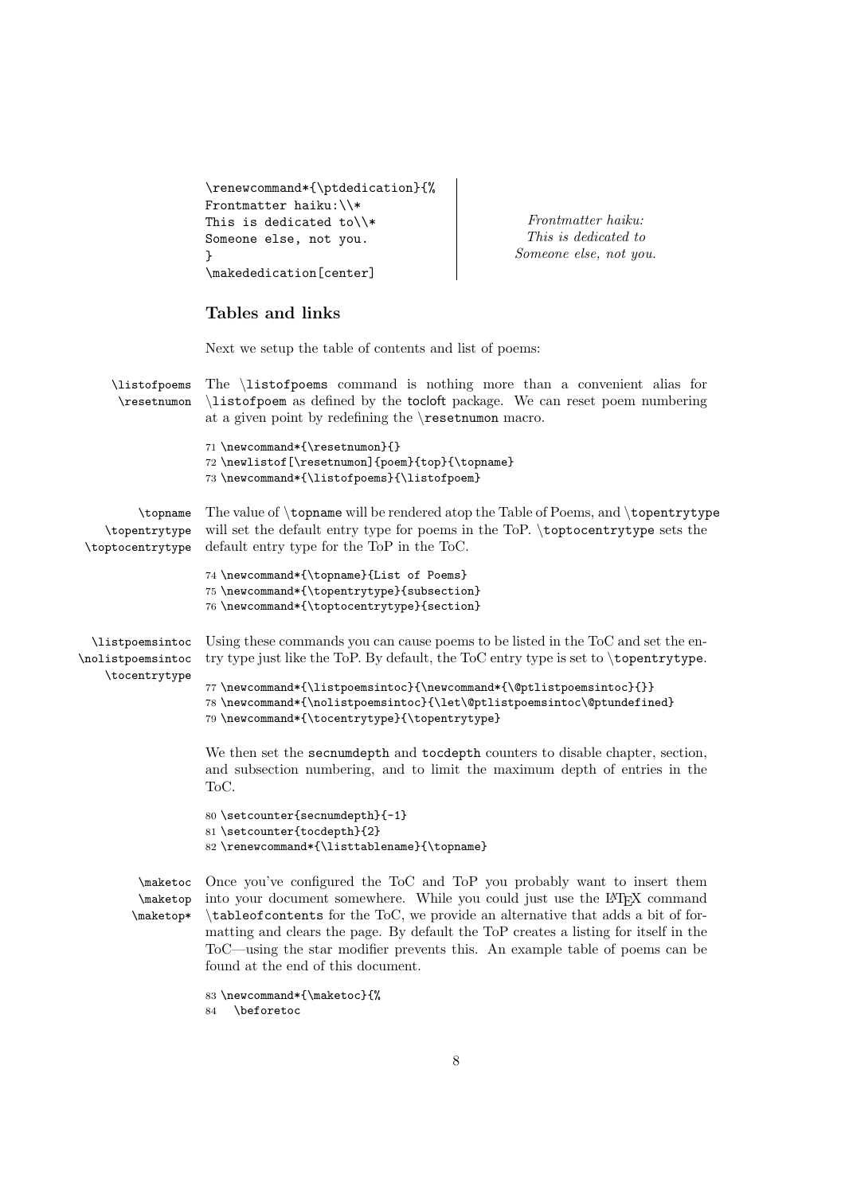```
\renewcommand*{\ptdedication}{%
Frontmatter haiku:\\*
This is dedicated to\\*
Someone else, not you.
}
\makededication[center]
```

*Frontmatter haiku:*
*This is dedicated to*
*Someone else, not you.*

### Tables and links

Next we setup the table of contents and list of poems:

\listofpoems
\resetnumon

The `\listofpoems` command is nothing more than a convenient alias for `\listofpoem` as defined by the tocloft package. We can reset poem numbering at a given point by redefining the `\resetnumon` macro.

```
71 \newcommand*{\resetnumon}{}
72 \newlistof[\resetnumon]{poem}{top}{\topname}
73 \newcommand*{\listofpoems}{\listofpoem}
```

\topname
\topentrytype
\toptocentrytype

The value of `\topname` will be rendered atop the Table of Poems, and `\topentrytype` will set the default entry type for poems in the ToP. `\toptocentrytype` sets the default entry type for the ToP in the ToC.

```
74 \newcommand*{\topname}{List of Poems}
75 \newcommand*{\topentrytype}{subsection}
76 \newcommand*{\toptocentrytype}{section}
```

\listpoemsintoc
\nolistpoemsintoc
\tocentrytype

Using these commands you can cause poems to be listed in the ToC and set the entry type just like the ToP. By default, the ToC entry type is set to `\topentrytype`.

```
77 \newcommand*{\listpoemsintoc}{\newcommand*{\@ptlistpoemsintoc}{}}
78 \newcommand*{\nolistpoemsintoc}{\let\@ptlistpoemsintoc\@ptundefined}
79 \newcommand*{\tocentrytype}{\topentrytype}
```

We then set the `secnumdepth` and `tocdepth` counters to disable chapter, section, and subsection numbering, and to limit the maximum depth of entries in the ToC.

```
80 \setcounter{secnumdepth}{-1}
81 \setcounter{tocdepth}{2}
82 \renewcommand*{\listtablename}{\topname}
```

\maketoc
\maketop
\maketop*

Once you've configured the ToC and ToP you probably want to insert them into your document somewhere. While you could just use the LaTeX command `\tableofcontents` for the ToC, we provide an alternative that adds a bit of formatting and clears the page. By default the ToP creates a listing for itself in the ToC—using the star modifier prevents this. An example table of poems can be found at the end of this document.

```
83 \newcommand*{\maketoc}{%
84   \beforetoc
```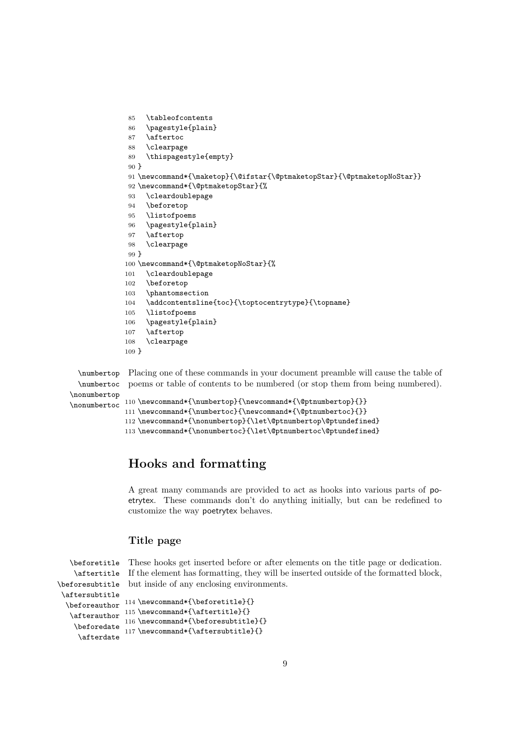```
85   \tableofcontents
86   \pagestyle{plain}
87   \aftertoc
88   \clearpage
89   \thispagestyle{empty}
90 }
91 \newcommand*{\maketop}{\@ifstar{\@ptmaketopStar}{\@ptmaketopNoStar}}
92 \newcommand*{\@ptmaketopStar}{%
93   \cleardoublepage
94   \beforetop
95   \listofpoems
96   \pagestyle{plain}
97   \aftertop
98   \clearpage
99 }
100 \newcommand*{\@ptmaketopNoStar}{%
101   \cleardoublepage
102   \beforetop
103   \phantomsection
104   \addcontentsline{toc}{\toptocentrytype}{\topname}
105   \listofpoems
106   \pagestyle{plain}
107   \aftertop
108   \clearpage
109 }
```

\numbertop
\numbertoc
\nonumbertop
\nonumbertoc

Placing one of these commands in your document preamble will cause the table of poems or table of contents to be numbered (or stop them from being numbered).

```
110 \newcommand*{\numbertop}{\newcommand*{\@ptnumbertop}{}}
111 \newcommand*{\numbertoc}{\newcommand*{\@ptnumbertoc}{}}
112 \newcommand*{\nonumbertop}{\let\@ptnumbertop\@ptundefined}
113 \newcommand*{\nonumbertoc}{\let\@ptnumbertoc\@ptundefined}
```

## Hooks and formatting

A great many commands are provided to act as hooks into various parts of poetrytex. These commands don't do anything initially, but can be redefined to customize the way poetrytex behaves.

### Title page

\beforetitle
\aftertitle
\beforesubtitle
\aftersubtitle
\beforeauthor
\afterauthor
\beforedate
\afterdate

These hooks get inserted before or after elements on the title page or dedication. If the element has formatting, they will be inserted outside of the formatted block, but inside of any enclosing environments.

```
114 \newcommand*{\beforetitle}{}
115 \newcommand*{\aftertitle}{}
116 \newcommand*{\beforesubtitle}{}
117 \newcommand*{\aftersubtitle}{}
```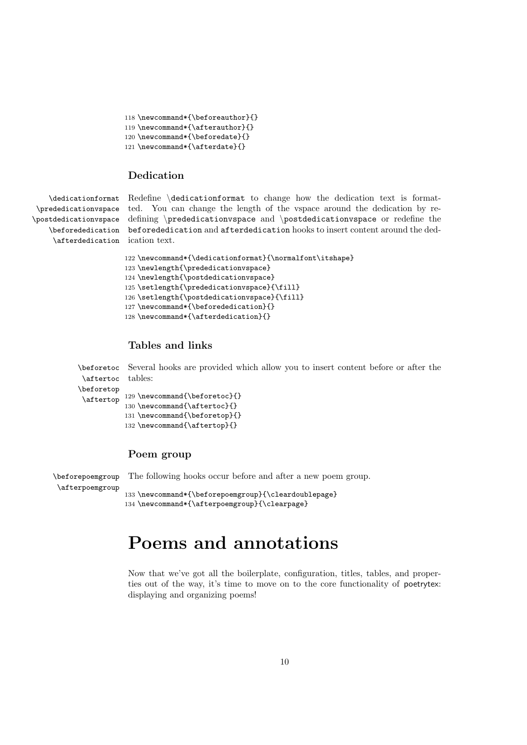```
118 \newcommand*{\beforeauthor}{}
119 \newcommand*{\afterauthor}{}
120 \newcommand*{\beforedate}{}
121 \newcommand*{\afterdate}{}
```

### Dedication

`\dedicationformat` `\prededicationvspace` `\postdedicationvspace` `\beforededication` `\afterdedication`

Redefine `\dedicationformat` to change how the dedication text is formatted. You can change the length of the vspace around the dedication by redefining `\prededicationvspace` and `\postdedicationvspace` or redefine the `beforededication` and `afterdedication` hooks to insert content around the dedication text.

```
122 \newcommand*{\dedicationformat}{\normalfont\itshape}
123 \newlength{\prededicationvspace}
124 \newlength{\postdedicationvspace}
125 \setlength{\prededicationvspace}{\fill}
126 \setlength{\postdedicationvspace}{\fill}
127 \newcommand*{\beforededication}{}
128 \newcommand*{\afterdedication}{}
```

### Tables and links

`\beforetoc` `\aftertoc` `\beforetop` `\aftertop`

Several hooks are provided which allow you to insert content before or after the tables:

```
129 \newcommand{\beforetoc}{}
130 \newcommand{\aftertoc}{}
131 \newcommand{\beforetop}{}
132 \newcommand{\aftertop}{}
```

### Poem group

`\beforepoemgroup` `\afterpoemgroup`

The following hooks occur before and after a new poem group.

```
133 \newcommand*{\beforepoemgroup}{\cleardoublepage}
134 \newcommand*{\afterpoemgroup}{\clearpage}
```

# Poems and annotations

Now that we've got all the boilerplate, configuration, titles, tables, and properties out of the way, it's time to move on to the core functionality of poetrytex: displaying and organizing poems!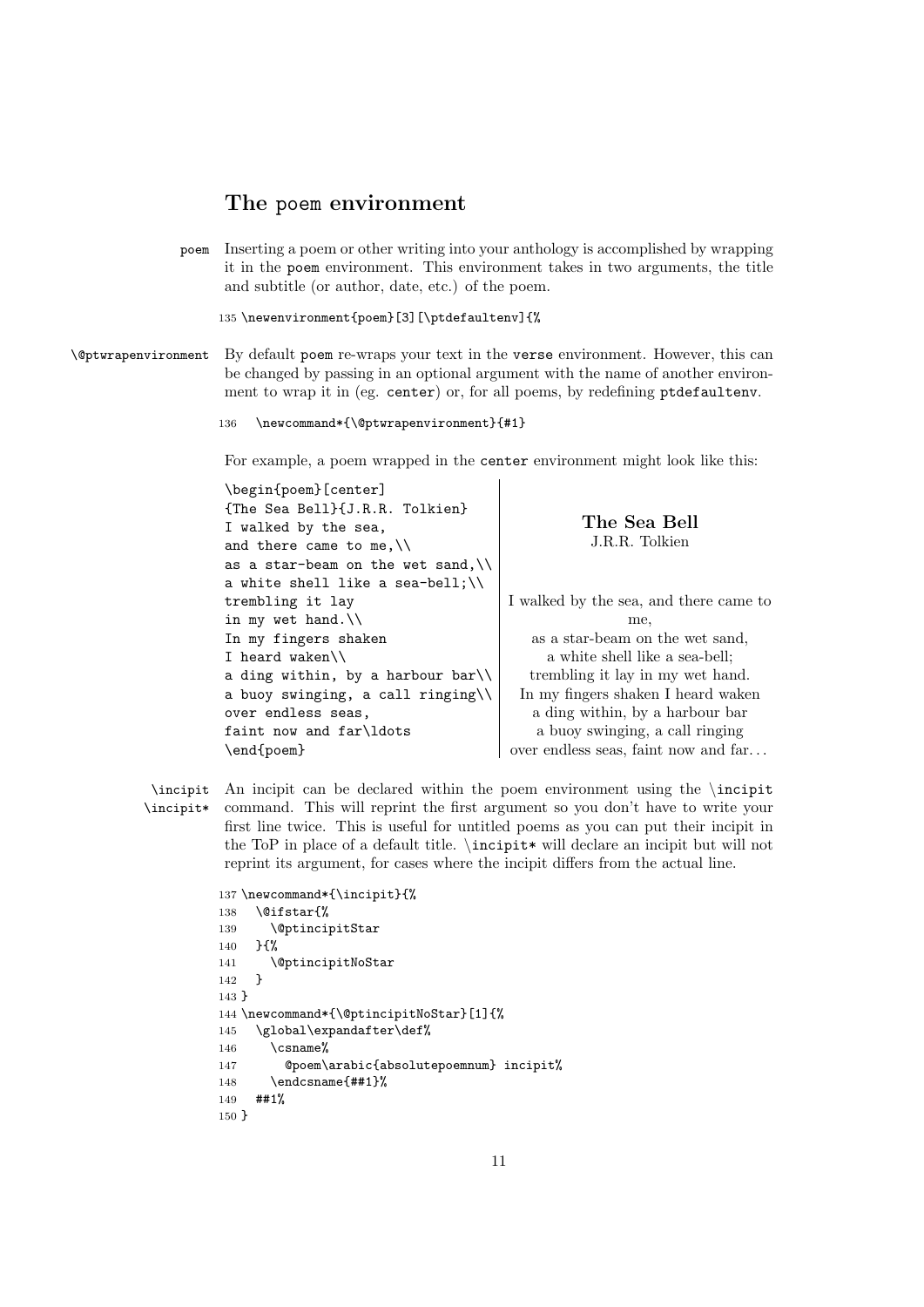## The poem environment

poem — Inserting a poem or other writing into your anthology is accomplished by wrapping it in the poem environment. This environment takes in two arguments, the title and subtitle (or author, date, etc.) of the poem.

```
135 \newenvironment{poem}[3][\ptdefaultenv]{%
```

\@ptwrapenvironment — By default poem re-wraps your text in the verse environment. However, this can be changed by passing in an optional argument with the name of another environment to wrap it in (eg. center) or, for all poems, by redefining ptdefaultenv.

```
136   \newcommand*{\@ptwrapenvironment}{#1}
```

For example, a poem wrapped in the center environment might look like this:

```
\begin{poem}[center]
{The Sea Bell}{J.R.R. Tolkien}
I walked by the sea,
and there came to me,\\
as a star-beam on the wet sand,\\
a white shell like a sea-bell;\\
trembling it lay
in my wet hand.\\
In my fingers shaken
I heard waken\\
a ding within, by a harbour bar\\
a buoy swinging, a call ringing\\
over endless seas,
faint now and far\ldots
\end{poem}
```

**The Sea Bell**
J.R.R. Tolkien

I walked by the sea, and there came to me,
as a star-beam on the wet sand,
a white shell like a sea-bell;
trembling it lay in my wet hand.
In my fingers shaken I heard waken
a ding within, by a harbour bar
a buoy swinging, a call ringing
over endless seas, faint now and far…

\incipit
\incipit* — An incipit can be declared within the poem environment using the \incipit command. This will reprint the first argument so you don't have to write your first line twice. This is useful for untitled poems as you can put their incipit in the ToP in place of a default title. \incipit* will declare an incipit but will not reprint its argument, for cases where the incipit differs from the actual line.

```
137 \newcommand*{\incipit}{%
138   \@ifstar{%
139     \@ptincipitStar
140   }{%
141     \@ptincipitNoStar
142   }
143 }
144 \newcommand*{\@ptincipitNoStar}[1]{%
145   \global\expandafter\def%
146     \csname%
147       @poem\arabic{absolutepoemnum} incipit%
148     \endcsname{##1}%
149   ##1%
150 }
```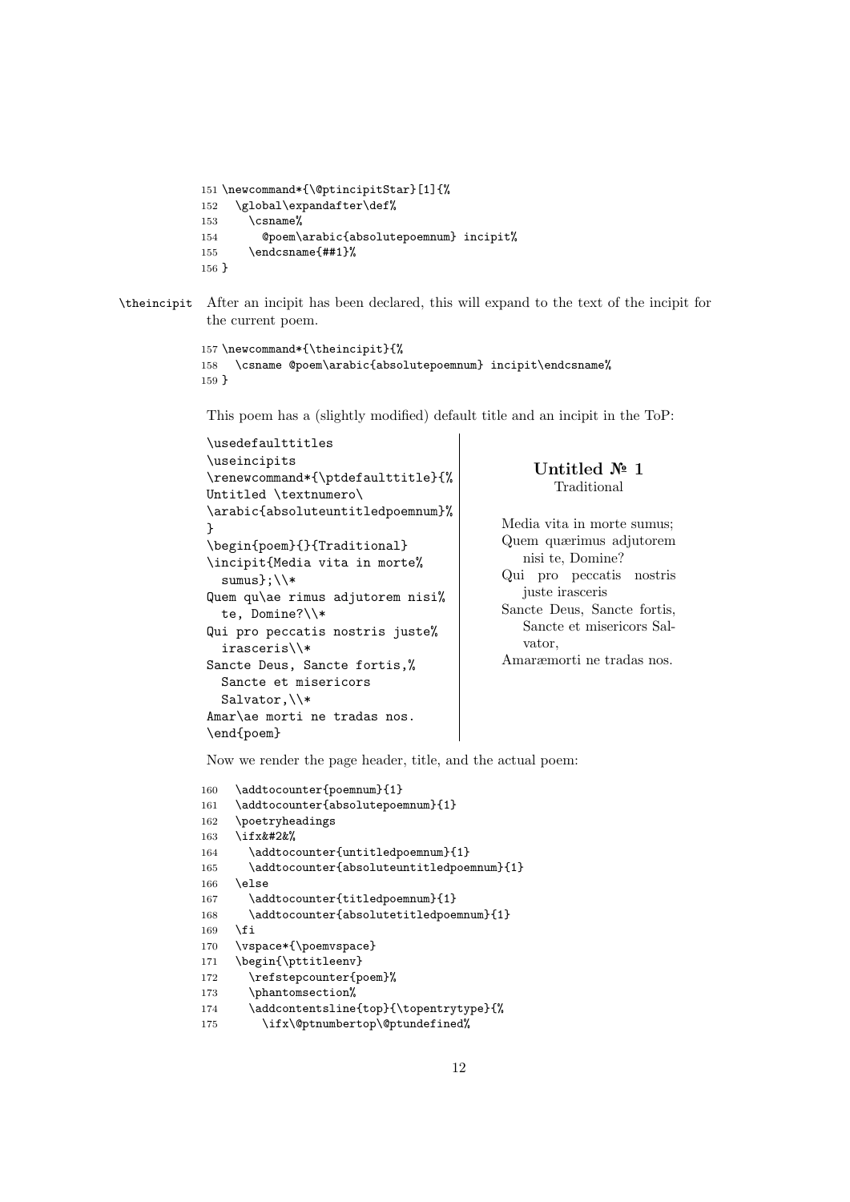```
151 \newcommand*{\@ptincipitStar}[1]{%
152   \global\expandafter\def%
153     \csname%
154       @poem\arabic{absolutepoemnum} incipit%
155     \endcsname{##1}%
156 }
```

`\theincipit` After an incipit has been declared, this will expand to the text of the incipit for the current poem.

```
157 \newcommand*{\theincipit}{%
158   \csname @poem\arabic{absolutepoemnum} incipit\endcsname%
159 }
```

This poem has a (slightly modified) default title and an incipit in the ToP:

```
\usedefaulttitles
\useincipits
\renewcommand*{\ptdefaulttitle}{%
Untitled \textnumero\
\arabic{absoluteuntitledpoemnum}%
}
\begin{poem}{}{Traditional}
\incipit{Media vita in morte%
  sumus};\\*
Quem qu\ae rimus adjutorem nisi%
  te, Domine?\\*
Qui pro peccatis nostris juste%
  irasceris\\*
Sancte Deus, Sancte fortis,%
  Sancte et misericors
  Salvator,\\*
Amar\ae morti ne tradas nos.
\end{poem}
```

**Untitled № 1**
Traditional

Media vita in morte sumus;
Quem quærimus adjutorem
  nisi te, Domine?
Qui pro peccatis nostris
  juste irasceris
Sancte Deus, Sancte fortis,
  Sancte et misericors Salvator,
Amaræmorti ne tradas nos.

Now we render the page header, title, and the actual poem:

```
160   \addtocounter{poemnum}{1}
161   \addtocounter{absolutepoemnum}{1}
162   \poetryheadings
163   \ifx&#2&%
164     \addtocounter{untitledpoemnum}{1}
165     \addtocounter{absoluteuntitledpoemnum}{1}
166   \else
167     \addtocounter{titledpoemnum}{1}
168     \addtocounter{absolutetitledpoemnum}{1}
169   \fi
170   \vspace*{\poemvspace}
171   \begin{pttitleenv}
172     \refstepcounter{poem}%
173     \phantomsection%
174     \addcontentsline{top}{\topentrytype}{%
175       \ifx\@ptnumbertop\@ptundefined%
```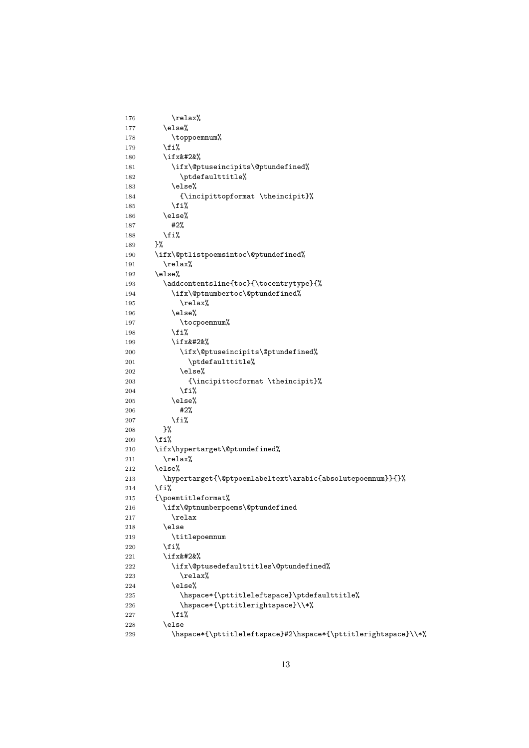```
176         \relax%
177       \else%
178         \toppoemnum%
179       \fi%
180       \ifx&#2&%
181         \ifx\@ptuseincipits\@ptundefined%
182           \ptdefaulttitle%
183         \else%
184           {\incipittopformat \theincipit}%
185         \fi%
186       \else%
187         #2%
188       \fi%
189     }%
190     \ifx\@ptlistpoemsintoc\@ptundefined%
191       \relax%
192     \else%
193       \addcontentsline{toc}{\tocentrytype}{%
194         \ifx\@ptnumbertoc\@ptundefined%
195           \relax%
196         \else%
197           \tocpoemnum%
198         \fi%
199         \ifx&#2&%
200           \ifx\@ptuseincipits\@ptundefined%
201             \ptdefaulttitle%
202           \else%
203             {\incipittocformat \theincipit}%
204           \fi%
205         \else%
206           #2%
207         \fi%
208       }%
209     \fi%
210     \ifx\hypertarget\@ptundefined%
211       \relax%
212     \else%
213       \hypertarget{\@ptpoemlabeltext\arabic{absolutepoemnum}}{}%
214     \fi%
215     {\poemtitleformat%
216       \ifx\@ptnumberpoems\@ptundefined
217         \relax
218       \else
219         \titlepoemnum
220       \fi%
221       \ifx&#2&%
222         \ifx\@ptusedefaulttitles\@ptundefined%
223           \relax%
224         \else%
225           \hspace*{\pttitleleftspace}\ptdefaulttitle%
226           \hspace*{\pttitlerightspace}\\*%
227         \fi%
228       \else
229         \hspace*{\pttitleleftspace}#2\hspace*{\pttitlerightspace}\\*%
```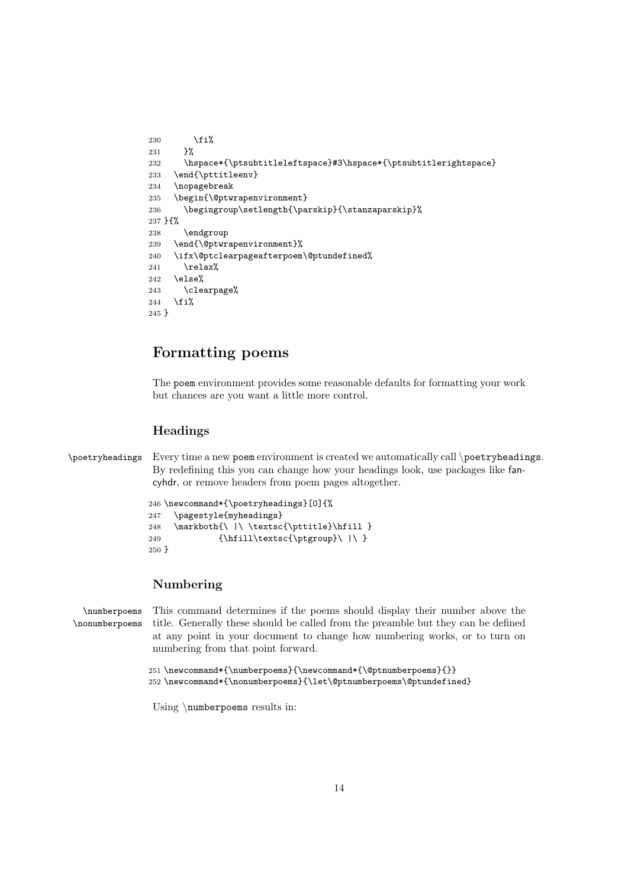```
230       \fi%
231     }%
232     \hspace*{\ptsubtitleleftspace}#3\hspace*{\ptsubtitlerightspace}
233   \end{\pttitleenv}
234   \nopagebreak
235   \begin{\@ptwrapenvironment}
236     \begingroup\setlength{\parskip}{\stanzaparskip}%
237 }{%
238     \endgroup
239   \end{\@ptwrapenvironment}%
240   \ifx\@ptclearpageafterpoem\@ptundefined%
241     \relax%
242   \else%
243     \clearpage%
244   \fi%
245 }
```

## Formatting poems

The poem environment provides some reasonable defaults for formatting your work but chances are you want a little more control.

### Headings

\poetryheadings Every time a new poem environment is created we automatically call \poetryheadings. By redefining this you can change how your headings look, use packages like fancyhdr, or remove headers from poem pages altogether.

```
246 \newcommand*{\poetryheadings}[0]{%
247   \pagestyle{myheadings}
248   \markboth{\ |\ \textsc{\pttitle}\hfill }
249            {\hfill\textsc{\ptgroup}\ |\ }
250 }
```

### Numbering

\numberpoems \nonumberpoems This command determines if the poems should display their number above the title. Generally these should be called from the preamble but they can be defined at any point in your document to change how numbering works, or to turn on numbering from that point forward.

```
251 \newcommand*{\numberpoems}{\newcommand*{\@ptnumberpoems}{}}
252 \newcommand*{\nonumberpoems}{\let\@ptnumberpoems\@ptundefined}
```

Using \numberpoems results in: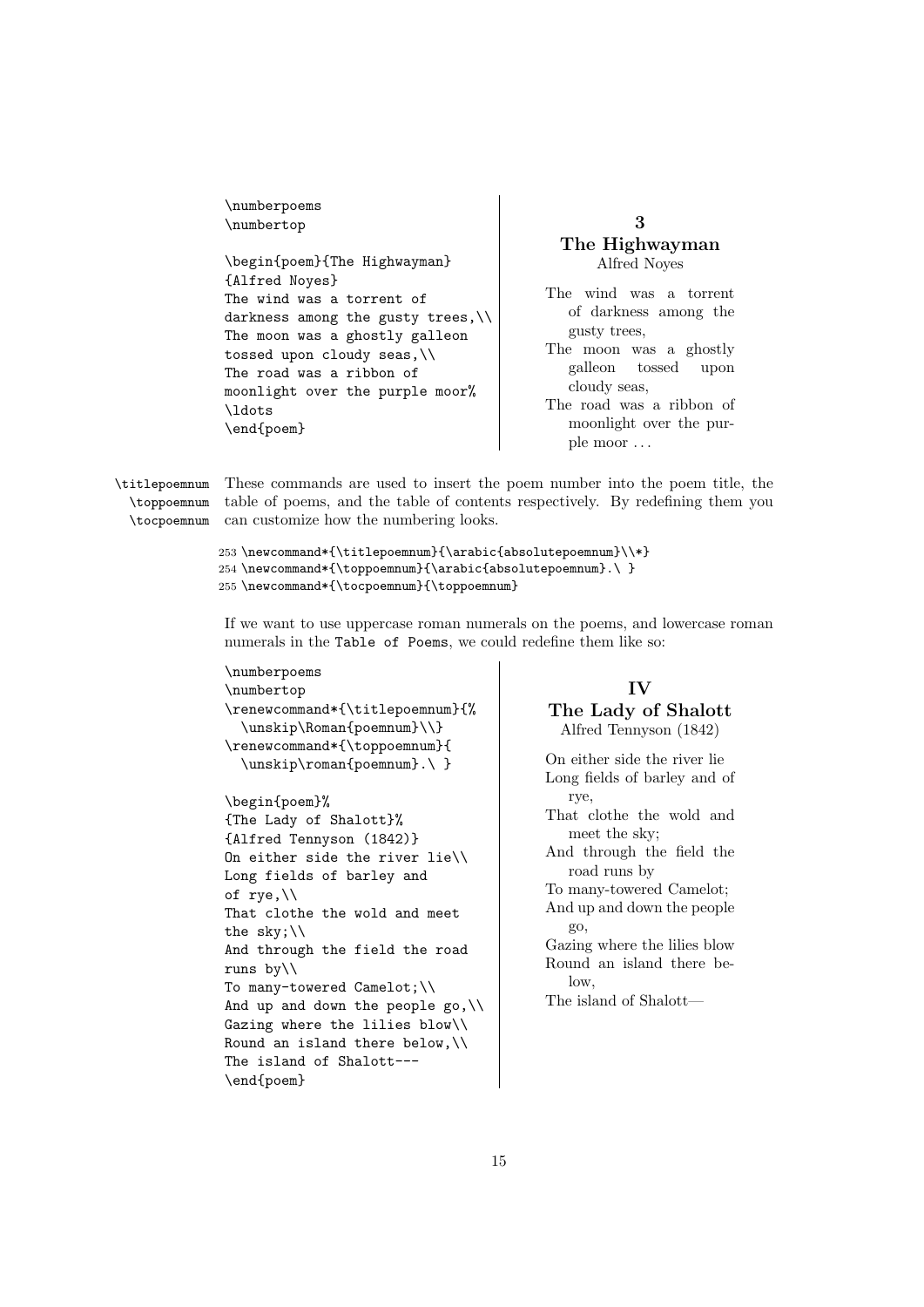```
\numberpoems
\numbertop

\begin{poem}{The Highwayman}
{Alfred Noyes}
The wind was a torrent of
darkness among the gusty trees,\\
The moon was a ghostly galleon
tossed upon cloudy seas,\\
The road was a ribbon of
moonlight over the purple moor%
\ldots
\end{poem}
```

**3**
**The Highwayman**
Alfred Noyes

The wind was a torrent of darkness among the gusty trees,
The moon was a ghostly galleon tossed upon cloudy seas,
The road was a ribbon of moonlight over the purple moor . . .

`\titlepoemnum` `\toppoemnum` `\tocpoemnum` These commands are used to insert the poem number into the poem title, the table of poems, and the table of contents respectively. By redefining them you can customize how the numbering looks.

```
253 \newcommand*{\titlepoemnum}{\arabic{absolutepoemnum}\\*}
254 \newcommand*{\toppoemnum}{\arabic{absolutepoemnum}.\ }
255 \newcommand*{\tocpoemnum}{\toppoemnum}
```

If we want to use uppercase roman numerals on the poems, and lowercase roman numerals in the `Table of Poems`, we could redefine them like so:

```
\numberpoems
\numbertop
\renewcommand*{\titlepoemnum}{%
  \unskip\Roman{poemnum}\\}
\renewcommand*{\toppoemnum}{
  \unskip\roman{poemnum}.\ }

\begin{poem}%
{The Lady of Shalott}%
{Alfred Tennyson (1842)}
On either side the river lie\\
Long fields of barley and
of rye,\\
That clothe the wold and meet
the sky;\\
And through the field the road
runs by\\
To many-towered Camelot;\\
And up and down the people go,\\
Gazing where the lilies blow\\
Round an island there below,\\
The island of Shalott---
\end{poem}
```

**IV**
**The Lady of Shalott**
Alfred Tennyson (1842)

On either side the river lie
Long fields of barley and of rye,
That clothe the wold and meet the sky;
And through the field the road runs by
To many-towered Camelot;
And up and down the people go,
Gazing where the lilies blow
Round an island there below,
The island of Shalott—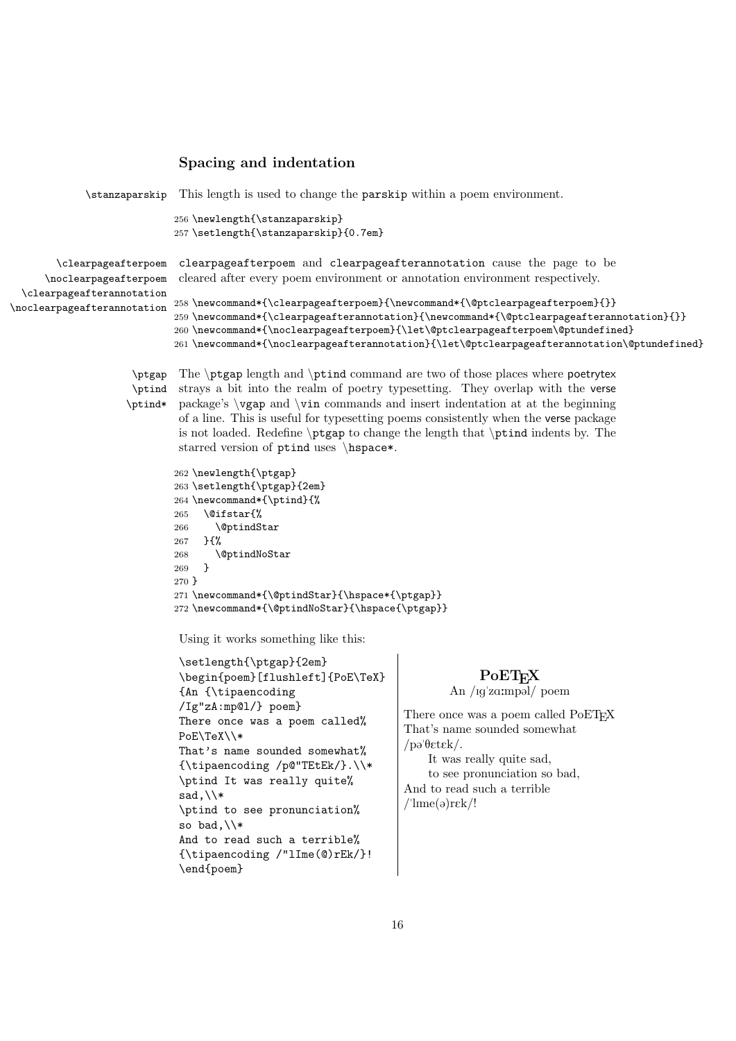### Spacing and indentation

\stanzaparskip This length is used to change the parskip within a poem environment.

```
256 \newlength{\stanzaparskip}
257 \setlength{\stanzaparskip}{0.7em}
```

\clearpageafterpoem \noclearpageafterpoem \clearpageafterannotation \noclearpageafterannotation

clearpageafterpoem and clearpageafterannotation cause the page to be cleared after every poem environment or annotation environment respectively.

```
258 \newcommand*{\clearpageafterpoem}{\newcommand*{\@ptclearpageafterpoem}{}}
259 \newcommand*{\clearpageafterannotation}{\newcommand*{\@ptclearpageafterannotation}{}}
260 \newcommand*{\noclearpageafterpoem}{\let\@ptclearpageafterpoem\@ptundefined}
261 \newcommand*{\noclearpageafterannotation}{\let\@ptclearpageafterannotation\@ptundefined}
```

\ptgap \ptind \ptind*

The \ptgap length and \ptind command are two of those places where poetrytex strays a bit into the realm of poetry typesetting. They overlap with the verse package's \vgap and \vin commands and insert indentation at at the beginning of a line. This is useful for typesetting poems consistently when the verse package is not loaded. Redefine \ptgap to change the length that \ptind indents by. The starred version of ptind uses \hspace*.

```
262 \newlength{\ptgap}
263 \setlength{\ptgap}{2em}
264 \newcommand*{\ptind}{%
265   \@ifstar{%
266     \@ptindStar
267   }{%
268     \@ptindNoStar
269   }
270 }
271 \newcommand*{\@ptindStar}{\hspace*{\ptgap}}
272 \newcommand*{\@ptindNoStar}{\hspace{\ptgap}}
```

Using it works something like this:

```
\setlength{\ptgap}{2em}
\begin{poem}[flushleft]{PoE\TeX}
{An {\tipaencoding
/Ig"zA:mp@l/} poem}
There once was a poem called%
PoE\TeX\\*
That's name sounded somewhat%
{\tipaencoding /p@"TEtEk/}.\\*
\ptind It was really quite%
sad,\\*
\ptind to see pronunciation%
so bad,\\*
And to read such a terrible%
{\tipaencoding /"lIme(@)rEk/}!
\end{poem}
```

**PoETEX**

An /ɪɡˈzɑːmpəl/ poem

There once was a poem called PoETEX
That's name sounded somewhat
/pəˈθɛtɛk/.
    It was really quite sad,
    to see pronunciation so bad,
And to read such a terrible
/ˈlɪme(ə)rɛk/!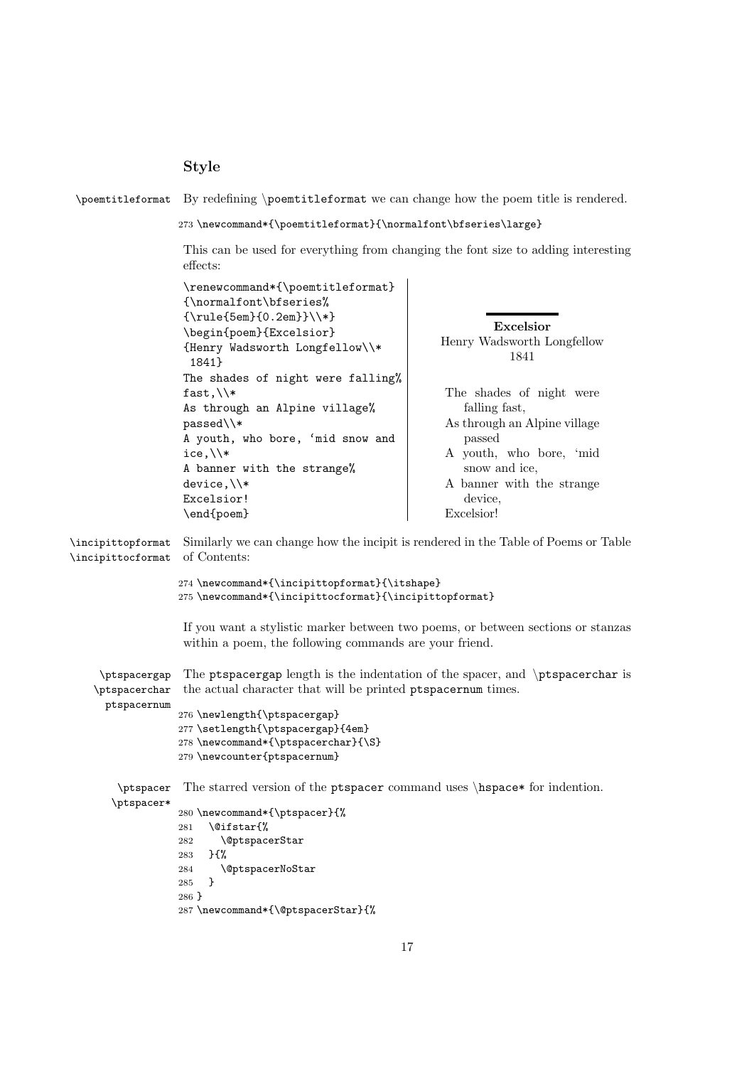### Style

`\poemtitleformat` By redefining `\poemtitleformat` we can change how the poem title is rendered.

```
273 \newcommand*{\poemtitleformat}{\normalfont\bfseries\large}
```

This can be used for everything from changing the font size to adding interesting effects:

```
\renewcommand*{\poemtitleformat}
{\normalfont\bfseries%
{\rule{5em}{0.2em}}\\*}
\begin{poem}{Excelsior}
{Henry Wadsworth Longfellow\\*
 1841}
The shades of night were falling%
fast,\\*
As through an Alpine village%
passed\\*
A youth, who bore, 'mid snow and
ice,\\*
A banner with the strange%
device,\\*
Excelsior!
\end{poem}
```

**Excelsior**
Henry Wadsworth Longfellow
1841

The shades of night were falling fast,
As through an Alpine village passed
A youth, who bore, 'mid snow and ice,
A banner with the strange device,
Excelsior!

`\incipittopformat` `\incipittocformat` Similarly we can change how the incipit is rendered in the Table of Poems or Table of Contents:

```
274 \newcommand*{\incipittopformat}{\itshape}
275 \newcommand*{\incipittocformat}{\incipittopformat}
```

If you want a stylistic marker between two poems, or between sections or stanzas within a poem, the following commands are your friend.

`\ptspacergap` `\ptspacerchar` `ptspacernum` The ptspacergap length is the indentation of the spacer, and `\ptspacerchar` is the actual character that will be printed ptspacernum times.

```
276 \newlength{\ptspacergap}
277 \setlength{\ptspacergap}{4em}
278 \newcommand*{\ptspacerchar}{\S}
279 \newcounter{ptspacernum}
```

`\ptspacer` `\ptspacer*` The starred version of the ptspacer command uses `\hspace*` for indention.

```
280 \newcommand*{\ptspacer}{%
281   \@ifstar{%
282     \@ptspacerStar
283   }{%
284     \@ptspacerNoStar
285   }
286 }
287 \newcommand*{\@ptspacerStar}{%
```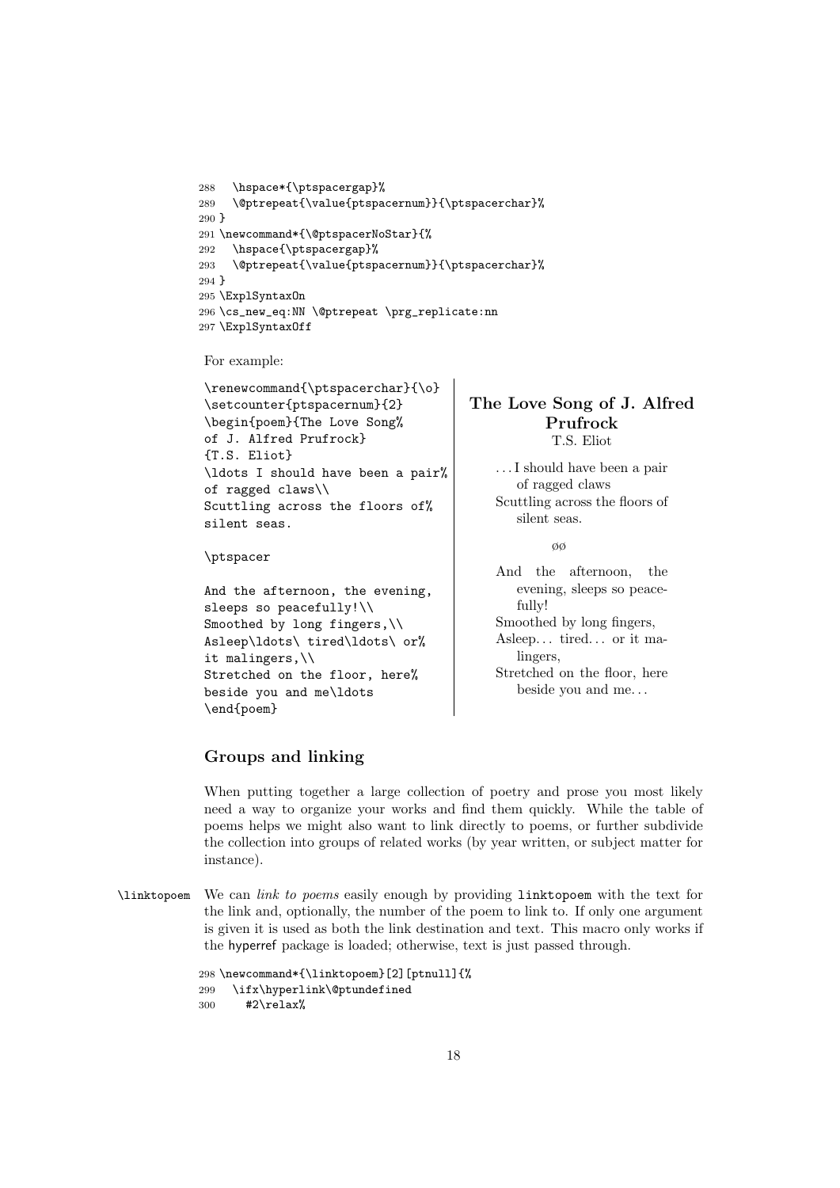```
288   \hspace*{\ptspacergap}%
289   \@ptrepeat{\value{ptspacernum}}{\ptspacerchar}%
290 }
291 \newcommand*{\@ptspacerNoStar}{%
292   \hspace{\ptspacergap}%
293   \@ptrepeat{\value{ptspacernum}}{\ptspacerchar}%
294 }
295 \ExplSyntaxOn
296 \cs_new_eq:NN \@ptrepeat \prg_replicate:nn
297 \ExplSyntaxOff
```

For example:

```
\renewcommand{\ptspacerchar}{\o}
\setcounter{ptspacernum}{2}
\begin{poem}{The Love Song%
of J. Alfred Prufrock}
{T.S. Eliot}
\ldots I should have been a pair%
of ragged claws\\
Scuttling across the floors of%
silent seas.

\ptspacer

And the afternoon, the evening,
sleeps so peacefully!\\
Smoothed by long fingers,\\
Asleep\ldots\ tired\ldots\ or%
it malingers,\\
Stretched on the floor, here%
beside you and me\ldots
\end{poem}
```

**The Love Song of J. Alfred Prufrock**
T.S. Eliot

. . . I should have been a pair of ragged claws
Scuttling across the floors of silent seas.

øø

And the afternoon, the evening, sleeps so peacefully!
Smoothed by long fingers,
Asleep. . . tired. . . or it malingers,
Stretched on the floor, here beside you and me. . .

## Groups and linking

When putting together a large collection of poetry and prose you most likely need a way to organize your works and find them quickly. While the table of poems helps we might also want to link directly to poems, or further subdivide the collection into groups of related works (by year written, or subject matter for instance).

`\linktopoem` We can *link to poems* easily enough by providing `linktopoem` with the text for the link and, optionally, the number of the poem to link to. If only one argument is given it is used as both the link destination and text. This macro only works if the hyperref package is loaded; otherwise, text is just passed through.

```
298 \newcommand*{\linktopoem}[2][ptnull]{%
299   \ifx\hyperlink\@ptundefined
300     #2\relax%
```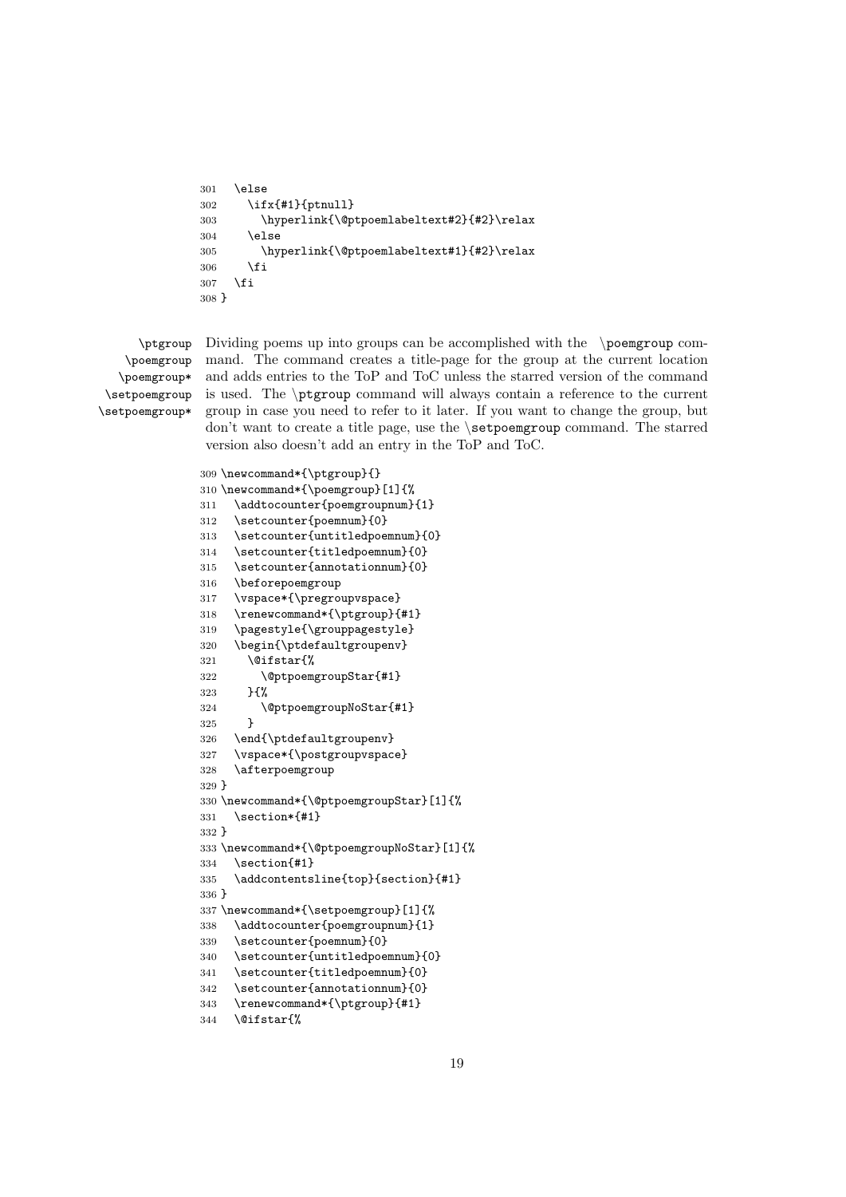```
301   \else
302     \ifx{#1}{ptnull}
303       \hyperlink{\@ptpoemlabeltext#2}{#2}\relax
304     \else
305       \hyperlink{\@ptpoemlabeltext#1}{#2}\relax
306     \fi
307   \fi
308 }
```

\ptgroup
\poemgroup
\poemgroup*
\setpoemgroup
\setpoemgroup*

Dividing poems up into groups can be accomplished with the \poemgroup command. The command creates a title-page for the group at the current location and adds entries to the ToP and ToC unless the starred version of the command is used. The \ptgroup command will always contain a reference to the current group in case you need to refer to it later. If you want to change the group, but don't want to create a title page, use the \setpoemgroup command. The starred version also doesn't add an entry in the ToP and ToC.

```
309 \newcommand*{\ptgroup}{}
310 \newcommand*{\poemgroup}[1]{%
311   \addtocounter{poemgroupnum}{1}
312   \setcounter{poemnum}{0}
313   \setcounter{untitledpoemnum}{0}
314   \setcounter{titledpoemnum}{0}
315   \setcounter{annotationnum}{0}
316   \beforepoemgroup
317   \vspace*{\pregroupvspace}
318   \renewcommand*{\ptgroup}{#1}
319   \pagestyle{\grouppagestyle}
320   \begin{\ptdefaultgroupenv}
321     \@ifstar{%
322       \@ptpoemgroupStar{#1}
323     }{%
324       \@ptpoemgroupNoStar{#1}
325     }
326   \end{\ptdefaultgroupenv}
327   \vspace*{\postgroupvspace}
328   \afterpoemgroup
329 }
330 \newcommand*{\@ptpoemgroupStar}[1]{%
331   \section*{#1}
332 }
333 \newcommand*{\@ptpoemgroupNoStar}[1]{%
334   \section{#1}
335   \addcontentsline{top}{section}{#1}
336 }
337 \newcommand*{\setpoemgroup}[1]{%
338   \addtocounter{poemgroupnum}{1}
339   \setcounter{poemnum}{0}
340   \setcounter{untitledpoemnum}{0}
341   \setcounter{titledpoemnum}{0}
342   \setcounter{annotationnum}{0}
343   \renewcommand*{\ptgroup}{#1}
344   \@ifstar{%
```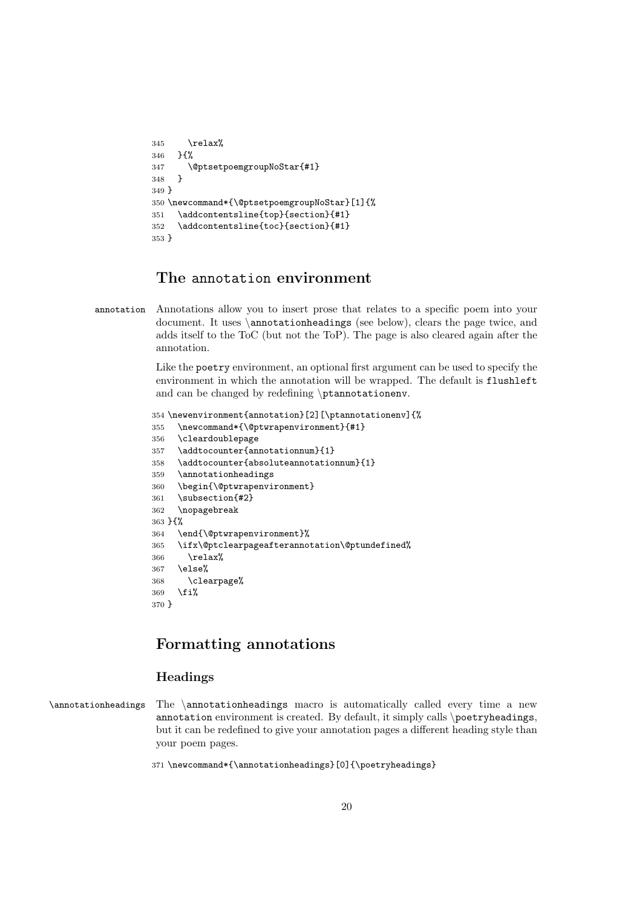```
345     \relax%
346   }{%
347     \@ptsetpoemgroupNoStar{#1}
348   }
349 }
350 \newcommand*{\@ptsetpoemgroupNoStar}[1]{%
351   \addcontentsline{top}{section}{#1}
352   \addcontentsline{toc}{section}{#1}
353 }
```

## The annotation environment

annotation — Annotations allow you to insert prose that relates to a specific poem into your document. It uses \annotationheadings (see below), clears the page twice, and adds itself to the ToC (but not the ToP). The page is also cleared again after the annotation.

Like the poetry environment, an optional first argument can be used to specify the environment in which the annotation will be wrapped. The default is flushleft and can be changed by redefining \ptannotationenv.

```
354 \newenvironment{annotation}[2][\ptannotationenv]{%
355   \newcommand*{\@ptwrapenvironment}{#1}
356   \cleardoublepage
357   \addtocounter{annotationnum}{1}
358   \addtocounter{absoluteannotationnum}{1}
359   \annotationheadings
360   \begin{\@ptwrapenvironment}
361   \subsection{#2}
362   \nopagebreak
363 }{%
364   \end{\@ptwrapenvironment}%
365   \ifx\@ptclearpageafterannotation\@ptundefined%
366     \relax%
367   \else%
368     \clearpage%
369   \fi%
370 }
```

## Formatting annotations

### Headings

\annotationheadings — The \annotationheadings macro is automatically called every time a new annotation environment is created. By default, it simply calls \poetryheadings, but it can be redefined to give your annotation pages a different heading style than your poem pages.

```
371 \newcommand*{\annotationheadings}[0]{\poetryheadings}
```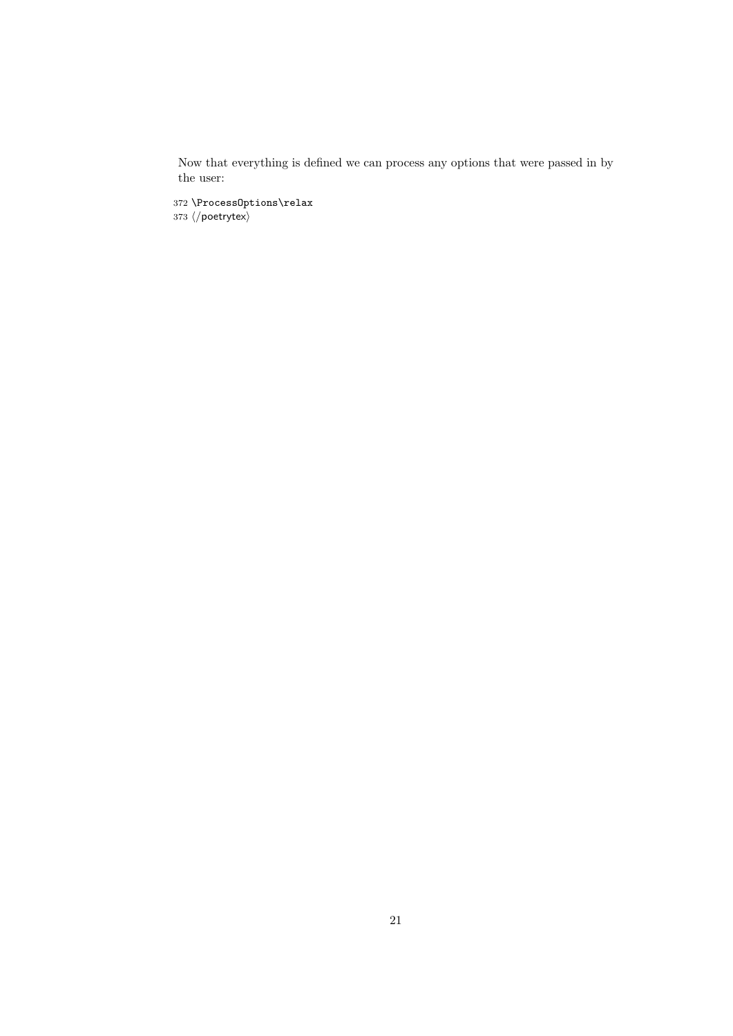Now that everything is defined we can process any options that were passed in by the user:

```
372 \ProcessOptions\relax
373 ⟨/poetrytex⟩
```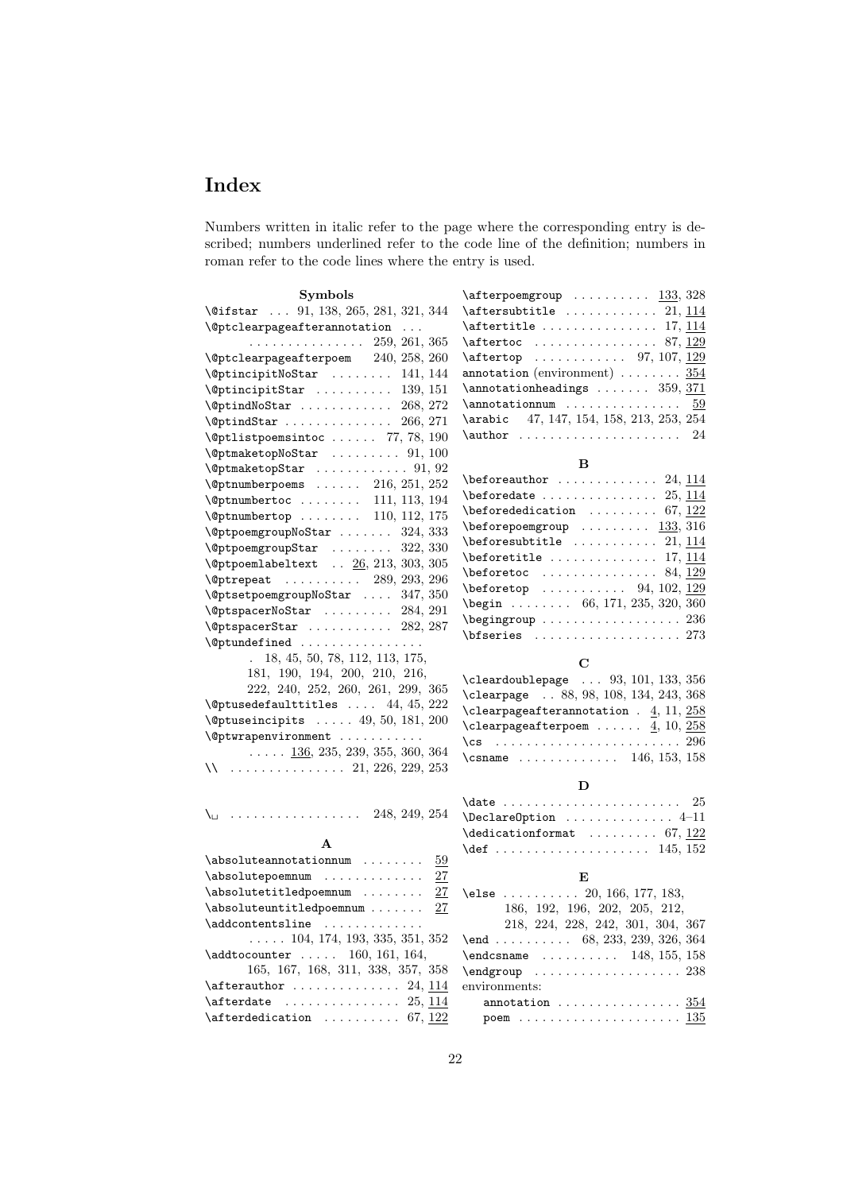# Index

Numbers written in italic refer to the page where the corresponding entry is described; numbers underlined refer to the code line of the definition; numbers in roman refer to the code lines where the entry is used.

### Symbols

- `\@ifstar` . . . 91, 138, 265, 281, 321, 344
- `\@ptclearpageafterannotation` . . . . . . . . . . . . . . . . . . 259, 261, 365
- `\@ptclearpageafterpoem` 240, 258, 260
- `\@ptincipitNoStar` . . . . . . . . 141, 144
- `\@ptincipitStar` . . . . . . . . . . 139, 151
- `\@ptindNoStar` . . . . . . . . . . . 268, 272
- `\@ptindStar` . . . . . . . . . . . . . . 266, 271
- `\@ptlistpoemsintoc` . . . . . . 77, 78, 190
- `\@ptmaketopNoStar` . . . . . . . . . 91, 100
- `\@ptmaketopStar` . . . . . . . . . . . 91, 92
- `\@ptnumberpoems` . . . . . . 216, 251, 252
- `\@ptnumbertoc` . . . . . . . . 111, 113, 194
- `\@ptnumbertop` . . . . . . . . 110, 112, 175
- `\@ptpoemgroupNoStar` . . . . . . . 324, 333
- `\@ptpoemgroupStar` . . . . . . . . 322, 330
- `\@ptpoemlabeltext` . . <u>26</u>, 213, 303, 305
- `\@ptrepeat` . . . . . . . . . . 289, 293, 296
- `\@ptsetpoemgroupNoStar` . . . . 347, 350
- `\@ptspacerNoStar` . . . . . . . . . 284, 291
- `\@ptspacerStar` . . . . . . . . . . . 282, 287
- `\@ptundefined` . . . . . . . . . . . . . . . . 18, 45, 50, 78, 112, 113, 175, 181, 190, 194, 200, 210, 216, 222, 240, 252, 260, 261, 299, 365
- `\@ptusedefaulttitles` . . . . 44, 45, 222
- `\@ptuseincipits` . . . . . 49, 50, 181, 200
- `\@ptwrapenvironment` . . . . . . . . . . . . . . . <u>136</u>, 235, 239, 355, 360, 364
- `\\` . . . . . . . . . . . . . . . 21, 226, 229, 253
- `\␣` . . . . . . . . . . . . . . . . . 248, 249, 254

### A

- `\absoluteannotationnum` . . . . . . . . <u>59</u>
- `\absolutepoemnum` . . . . . . . . . . . . . <u>27</u>
- `\absolutetitledpoemnum` . . . . . . . . <u>27</u>
- `\absoluteuntitledpoemnum` . . . . . . . <u>27</u>
- `\addcontentsline` . . . . . . . . . . . . . . . . . . 104, 174, 193, 335, 351, 352
- `\addtocounter` . . . . . 160, 161, 164, 165, 167, 168, 311, 338, 357, 358
- `\afterauthor` . . . . . . . . . . . . . . 24, <u>114</u>
- `\afterdate` . . . . . . . . . . . . . . . 25, <u>114</u>
- `\afterdedication` . . . . . . . . . . 67, <u>122</u>
- `\afterpoemgroup` . . . . . . . . . . <u>133</u>, 328
- `\aftersubtitle` . . . . . . . . . . . . 21, <u>114</u>
- `\aftertitle` . . . . . . . . . . . . . . . 17, <u>114</u>
- `\aftertoc` . . . . . . . . . . . . . . . . 87, <u>129</u>
- `\aftertop` . . . . . . . . . . . . 97, 107, <u>129</u>
- `annotation` (environment) . . . . . . . . <u>354</u>
- `\annotationheadings` . . . . . . . 359, <u>371</u>
- `\annotationnum` . . . . . . . . . . . . . . . <u>59</u>
- `\arabic` 47, 147, 154, 158, 213, 253, 254
- `\author` . . . . . . . . . . . . . . . . . . . . . 24

### B

- `\beforeauthor` . . . . . . . . . . . . . 24, <u>114</u>
- `\beforedate` . . . . . . . . . . . . . . . 25, <u>114</u>
- `\beforededication` . . . . . . . . . 67, <u>122</u>
- `\beforepoemgroup` . . . . . . . . . <u>133</u>, 316
- `\beforesubtitle` . . . . . . . . . . . 21, <u>114</u>
- `\beforetitle` . . . . . . . . . . . . . . 17, <u>114</u>
- `\beforetoc` . . . . . . . . . . . . . . . 84, <u>129</u>
- `\beforetop` . . . . . . . . . . . 94, 102, <u>129</u>
- `\begin` . . . . . . . . 66, 171, 235, 320, 360
- `\begingroup` . . . . . . . . . . . . . . . . . . 236
- `\bfseries` . . . . . . . . . . . . . . . . . . . 273

### C

- `\cleardoublepage` . . . 93, 101, 133, 356
- `\clearpage` . . 88, 98, 108, 134, 243, 368
- `\clearpageafterannotation` . <u>4</u>, 11, <u>258</u>
- `\clearpageafterpoem` . . . . . . <u>4</u>, 10, <u>258</u>
- `\cs` . . . . . . . . . . . . . . . . . . . . . . . . 296
- `\csname` . . . . . . . . . . . . . 146, 153, 158

### D

- `\date` . . . . . . . . . . . . . . . . . . . . . . . 25
- `\DeclareOption` . . . . . . . . . . . . . . 4–11
- `\dedicationformat` . . . . . . . . . 67, <u>122</u>
- `\def` . . . . . . . . . . . . . . . . . . . . 145, 152

### E

- `\else` . . . . . . . . . . 20, 166, 177, 183, 186, 192, 196, 202, 205, 212, 218, 224, 228, 242, 301, 304, 367
- `\end` . . . . . . . . . . 68, 233, 239, 326, 364
- `\endcsname` . . . . . . . . . . 148, 155, 158
- `\endgroup` . . . . . . . . . . . . . . . . . . . 238
- environments:
  - `annotation` . . . . . . . . . . . . . . . . <u>354</u>
  - `poem` . . . . . . . . . . . . . . . . . . . . . <u>135</u>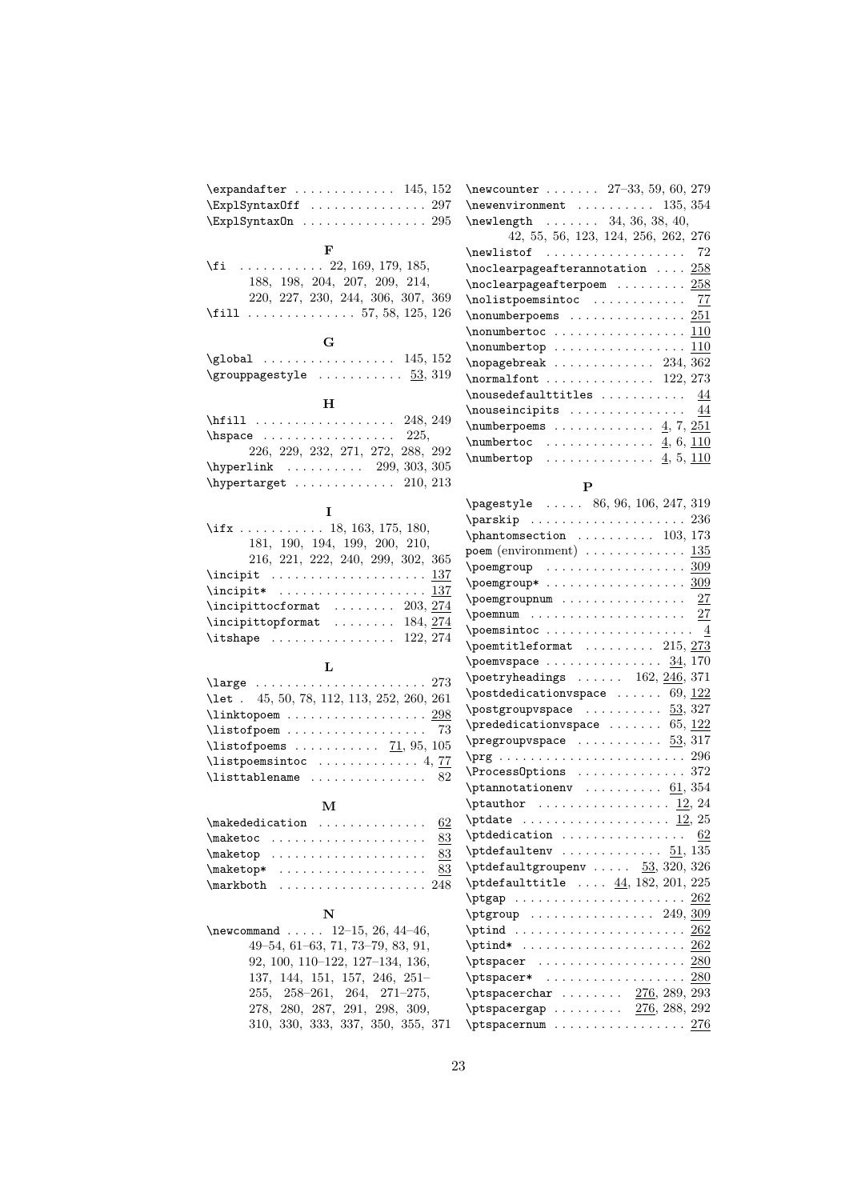\expandafter . . . . . . . . . . . . . 145, 152
\ExplSyntaxOff . . . . . . . . . . . . . . . 297
\ExplSyntaxOn . . . . . . . . . . . . . . . . 295

**F**

\fi . . . . . . . . . . . 22, 169, 179, 185, 188, 198, 204, 207, 209, 214, 220, 227, 230, 244, 306, 307, 369
\fill . . . . . . . . . . . . . . 57, 58, 125, 126

**G**

\global . . . . . . . . . . . . . . . . . 145, 152
\grouppagestyle . . . . . . . . . . . 53, 319

**H**

\hfill . . . . . . . . . . . . . . . . . . 248, 249
\hspace . . . . . . . . . . . . . . . . . 225, 226, 229, 232, 271, 272, 288, 292
\hyperlink . . . . . . . . . . 299, 303, 305
\hypertarget . . . . . . . . . . . . . 210, 213

**I**

\ifx . . . . . . . . . . . 18, 163, 175, 180, 181, 190, 194, 199, 200, 210, 216, 221, 222, 240, 299, 302, 365
\incipit . . . . . . . . . . . . . . . . . . . 137
\incipit* . . . . . . . . . . . . . . . . . . 137
\incipittocformat . . . . . . . . 203, 274
\incipittopformat . . . . . . . . 184, 274
\itshape . . . . . . . . . . . . . . . . 122, 274

**L**

\large . . . . . . . . . . . . . . . . . . . . . . 273
\let . 45, 50, 78, 112, 113, 252, 260, 261
\linktopoem . . . . . . . . . . . . . . . . . 298
\listofpoem . . . . . . . . . . . . . . . . . 73
\listofpoems . . . . . . . . . . . 71, 95, 105
\listpoemsintoc . . . . . . . . . . . . . 4, 77
\listtablename . . . . . . . . . . . . . . . 82

**M**

\makededication . . . . . . . . . . . . . 62
\maketoc . . . . . . . . . . . . . . . . . . . 83
\maketop . . . . . . . . . . . . . . . . . . . 83
\maketop* . . . . . . . . . . . . . . . . . . 83
\markboth . . . . . . . . . . . . . . . . . . 248

**N**

\newcommand . . . . . 12–15, 26, 44–46, 49–54, 61–63, 71, 73–79, 83, 91, 92, 100, 110–122, 127–134, 136, 137, 144, 151, 157, 246, 251–255, 258–261, 264, 271–275, 278, 280, 287, 291, 298, 309, 310, 330, 333, 337, 350, 355, 371
\newcounter . . . . . . . 27–33, 59, 60, 279
\newenvironment . . . . . . . . . . 135, 354
\newlength . . . . . . . 34, 36, 38, 40, 42, 55, 56, 123, 124, 256, 262, 276
\newlistof . . . . . . . . . . . . . . . . . . 72
\noclearpageafterannotation . . . . 258
\noclearpageafterpoem . . . . . . . . . 258
\nolistpoemsintoc . . . . . . . . . . . . 77
\nonumberpoems . . . . . . . . . . . . . . 251
\nonumbertoc . . . . . . . . . . . . . . . . 110
\nonumbertop . . . . . . . . . . . . . . . . 110
\nopagebreak . . . . . . . . . . . . . 234, 362
\normalfont . . . . . . . . . . . . . . 122, 273
\nousedefaulttitles . . . . . . . . . . . 44
\nouseincipits . . . . . . . . . . . . . . . 44
\numberpoems . . . . . . . . . . . . . 4, 7, 251
\numbertoc . . . . . . . . . . . . . . 4, 6, 110
\numbertop . . . . . . . . . . . . . . 4, 5, 110

**P**

\pagestyle . . . . . 86, 96, 106, 247, 319
\parskip . . . . . . . . . . . . . . . . . . . . 236
\phantomsection . . . . . . . . . . 103, 173
poem (environment) . . . . . . . . . . . . 135
\poemgroup . . . . . . . . . . . . . . . . . . 309
\poemgroup* . . . . . . . . . . . . . . . . . 309
\poemgroupnum . . . . . . . . . . . . . . . 27
\poemnum . . . . . . . . . . . . . . . . . . . 27
\poemsintoc . . . . . . . . . . . . . . . . . . 4
\poemtitleformat . . . . . . . . . 215, 273
\poemvspace . . . . . . . . . . . . . . . 34, 170
\poetryheadings . . . . . . 162, 246, 371
\postdedicationvspace . . . . . . 69, 122
\postgroupvspace . . . . . . . . . . 53, 327
\prededicationvspace . . . . . . . 65, 122
\pregroupvspace . . . . . . . . . . . 53, 317
\prg . . . . . . . . . . . . . . . . . . . . . . . 296
\ProcessOptions . . . . . . . . . . . . . . 372
\ptannotationenv . . . . . . . . . . 61, 354
\ptauthor . . . . . . . . . . . . . . . . . 12, 24
\ptdate . . . . . . . . . . . . . . . . . . . 12, 25
\ptdedication . . . . . . . . . . . . . . . . 62
\ptdefaultenv . . . . . . . . . . . . . 51, 135
\ptdefaultgroupenv . . . . . 53, 320, 326
\ptdefaulttitle . . . . 44, 182, 201, 225
\ptgap . . . . . . . . . . . . . . . . . . . . . 262
\ptgroup . . . . . . . . . . . . . . . . 249, 309
\ptind . . . . . . . . . . . . . . . . . . . . . 262
\ptind* . . . . . . . . . . . . . . . . . . . . 262
\ptspacer . . . . . . . . . . . . . . . . . . . 280
\ptspacer* . . . . . . . . . . . . . . . . . . 280
\ptspacerchar . . . . . . . . 276, 289, 293
\ptspacergap . . . . . . . . . 276, 288, 292
\ptspacernum . . . . . . . . . . . . . . . . 276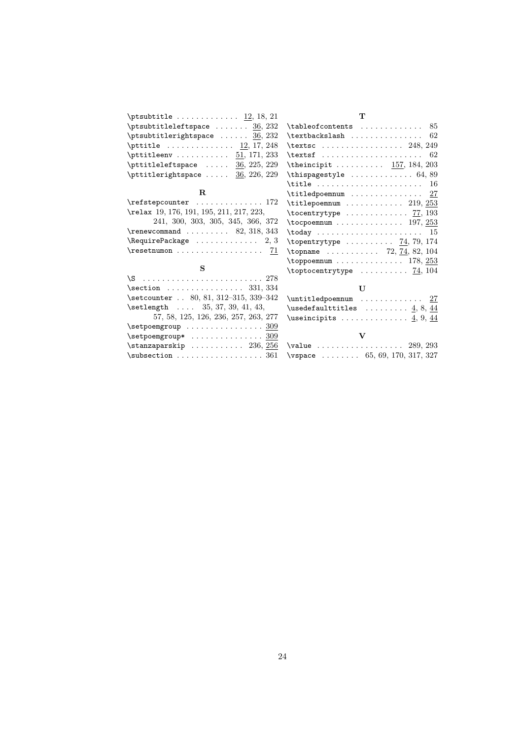\ptsubtitle ............. 12, 18, 21
\ptsubtitleleftspace ....... 36, 232
\ptsubtitlerightspace ...... 36, 232
\pttitle .............. 12, 17, 248
\pttitleenv ........... 51, 171, 233
\pttitleleftspace ..... 36, 225, 229
\pttitlerightspace ..... 36, 226, 229

**R**

\refstepcounter .............. 172
\relax 19, 176, 191, 195, 211, 217, 223, 241, 300, 303, 305, 345, 366, 372
\renewcommand ......... 82, 318, 343
\RequirePackage ............. 2, 3
\resetnumon .................. 71

**S**

\S ......................... 278
\section ................ 331, 334
\setcounter .. 80, 81, 312–315, 339–342
\setlength .... 35, 37, 39, 41, 43, 57, 58, 125, 126, 236, 257, 263, 277
\setpoemgroup ................ 309
\setpoemgroup* ............... 309
\stanzaparskip ........... 236, 256
\subsection .................. 361

**T**

\tableofcontents ............. 85
\textbackslash ............... 62
\textsc ................. 248, 249
\textsf ..................... 62
\theincipit .......... 157, 184, 203
\thispagestyle ............. 64, 89
\title ...................... 16
\titledpoemnum ............... 27
\titlepoemnum ............ 219, 253
\tocentrytype ............. 77, 193
\tocpoemnum .............. 197, 253
\today ...................... 15
\topentrytype .......... 74, 79, 174
\topname ........... 72, 74, 82, 104
\toppoemnum .............. 178, 253
\toptocentrytype .......... 74, 104

**U**

\untitledpoemnum ............. 27
\usedefaulttitles ......... 4, 8, 44
\useincipits .............. 4, 9, 44

**V**

\value .................. 289, 293
\vspace ........ 65, 69, 170, 317, 327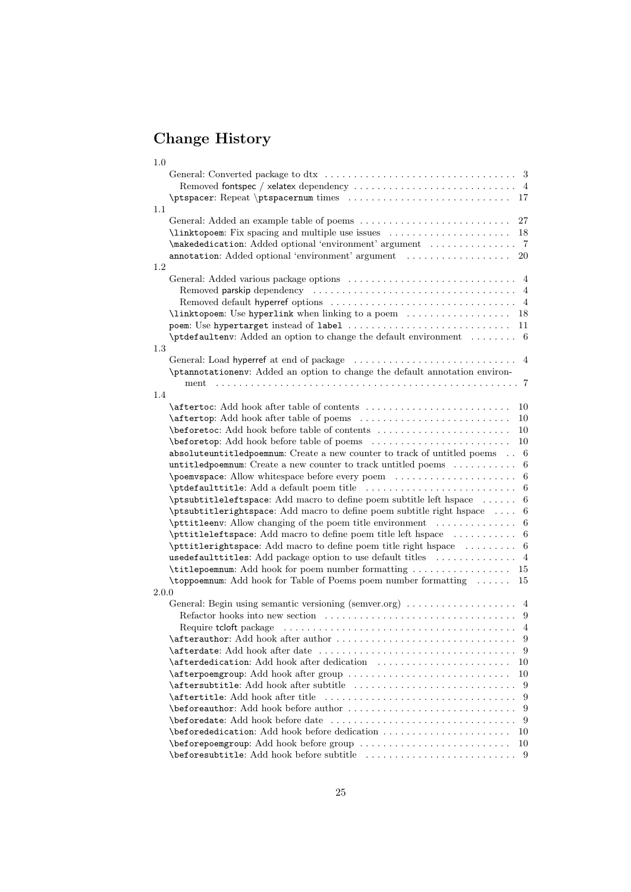# Change History

1.0

- General: Converted package to dtx ........ 3
  - Removed fontspec / xelatex dependency ........ 4
- \ptspacer: Repeat \ptspacernum times ........ 17

1.1

- General: Added an example table of poems ........ 27
- \linktopoem: Fix spacing and multiple use issues ........ 18
- \makededication: Added optional 'environment' argument ........ 7
- annotation: Added optional 'environment' argument ........ 20

1.2

- General: Added various package options ........ 4
  - Removed parskip dependency ........ 4
  - Removed default hyperref options ........ 4
- \linktopoem: Use hyperlink when linking to a poem ........ 18
- poem: Use hypertarget instead of label ........ 11
- \ptdefaultenv: Added an option to change the default environment ........ 6

1.3

- General: Load hyperref at end of package ........ 4
- \ptannotationenv: Added an option to change the default annotation environment ........ 7

1.4

- \aftertoc: Add hook after table of contents ........ 10
- \aftertop: Add hook after table of poems ........ 10
- \beforetoc: Add hook before table of contents ........ 10
- \beforetop: Add hook before table of poems ........ 10
- absoluteuntitledpoemnum: Create a new counter to track of untitled poems ........ 6
- untitledpoemnum: Create a new counter to track untitled poems ........ 6
- \poemvspace: Allow whitespace before every poem ........ 6
- \ptdefaulttitle: Add a default poem title ........ 6
- \ptsubtitleleftspace: Add macro to define poem subtitle left hspace ........ 6
- \ptsubtitlerightspace: Add macro to define poem subtitle right hspace ........ 6
- \pttitleenv: Allow changing of the poem title environment ........ 6
- \pttitleleftspace: Add macro to define poem title left hspace ........ 6
- \pttitlerightspace: Add macro to define poem title right hspace ........ 6
- usedefaulttitles: Add package option to use default titles ........ 4
- \titlepoemnum: Add hook for poem number formatting ........ 15
- \toppoemnum: Add hook for Table of Poems poem number formatting ........ 15

2.0.0

- General: Begin using semantic versioning (semver.org) ........ 4
  - Refactor hooks into new section ........ 9
  - Require tcloft package ........ 4
- \afterauthor: Add hook after author ........ 9
- \afterdate: Add hook after date ........ 9
- \afterdedication: Add hook after dedication ........ 10
- \afterpoemgroup: Add hook after group ........ 10
- \aftersubtitle: Add hook after subtitle ........ 9
- \aftertitle: Add hook after title ........ 9
- \beforeauthor: Add hook before author ........ 9
- \beforedate: Add hook before date ........ 9
- \beforededication: Add hook before dedication ........ 10
- \beforepoemgroup: Add hook before group ........ 10
- \beforesubtitle: Add hook before subtitle ........ 9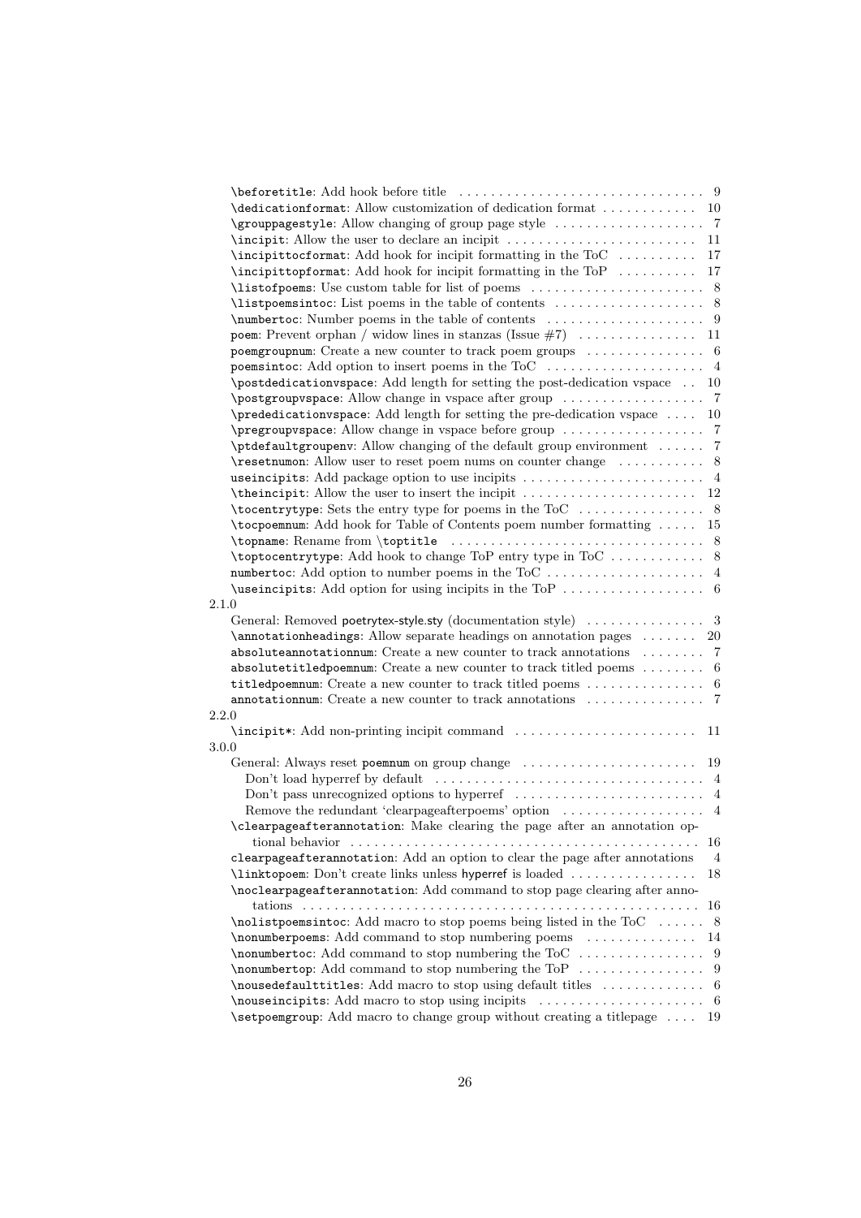\beforetitle: Add hook before title . . . . . . . . . . . . . . . . . . . . . . . . . . . . . . 9
\dedicationformat: Allow customization of dedication format . . . . . . . . . . . . 10
\grouppagestyle: Allow changing of group page style . . . . . . . . . . . . . . . . . . . 7
\incipit: Allow the user to declare an incipit . . . . . . . . . . . . . . . . . . . . . . . . 11
\incipittocformat: Add hook for incipit formatting in the ToC . . . . . . . . . . 17
\incipittopformat: Add hook for incipit formatting in the ToP . . . . . . . . . . 17
\listofpoems: Use custom table for list of poems . . . . . . . . . . . . . . . . . . . . . . 8
\listpoemsintoc: List poems in the table of contents . . . . . . . . . . . . . . . . . . . 8
\numbertoc: Number poems in the table of contents . . . . . . . . . . . . . . . . . . . . 9
poem: Prevent orphan / widow lines in stanzas (Issue #7) . . . . . . . . . . . . . . . 11
poemgroupnum: Create a new counter to track poem groups . . . . . . . . . . . . . . . 6
poemsintoc: Add option to insert poems in the ToC . . . . . . . . . . . . . . . . . . . . 4
\postdedicationvspace: Add length for setting the post-dedication vspace . . 10
\postgroupvspace: Allow change in vspace after group . . . . . . . . . . . . . . . . . . 7
\prededicationvspace: Add length for setting the pre-dedication vspace . . . . 10
\pregroupvspace: Allow change in vspace before group . . . . . . . . . . . . . . . . . . 7
\ptdefaultgroupenv: Allow changing of the default group environment . . . . . . 7
\resetnumon: Allow user to reset poem nums on counter change . . . . . . . . . . . 8
useincipits: Add package option to use incipits . . . . . . . . . . . . . . . . . . . . . . . 4
\theincipit: Allow the user to insert the incipit . . . . . . . . . . . . . . . . . . . . . . 12
\tocentrytype: Sets the entry type for poems in the ToC . . . . . . . . . . . . . . . . 8
\tocpoemnum: Add hook for Table of Contents poem number formatting . . . . . 15
\topname: Rename from \toptitle . . . . . . . . . . . . . . . . . . . . . . . . . . . . . . . . 8
\toptocentrytype: Add hook to change ToP entry type in ToC . . . . . . . . . . . . 8
numbertoc: Add option to number poems in the ToC . . . . . . . . . . . . . . . . . . . . 4
\useincipits: Add option for using incipits in the ToP . . . . . . . . . . . . . . . . . . 6

2.1.0

General: Removed poetrytex-style.sty (documentation style) . . . . . . . . . . . . . . . 3
\annotationheadings: Allow separate headings on annotation pages . . . . . . . 20
absoluteannotationnum: Create a new counter to track annotations . . . . . . . . 7
absolutetitledpoemnum: Create a new counter to track titled poems . . . . . . . . 6
titledpoemnum: Create a new counter to track titled poems . . . . . . . . . . . . . . . 6
annotationnum: Create a new counter to track annotations . . . . . . . . . . . . . . . 7

2.2.0

\incipit*: Add non-printing incipit command . . . . . . . . . . . . . . . . . . . . . . . 11

3.0.0

General: Always reset poemnum on group change . . . . . . . . . . . . . . . . . . . . . . 19
 Don't load hyperref by default . . . . . . . . . . . . . . . . . . . . . . . . . . . . . . . . . 4
 Don't pass unrecognized options to hyperref . . . . . . . . . . . . . . . . . . . . . . . . 4
 Remove the redundant 'clearpageafterpoems' option . . . . . . . . . . . . . . . . . . 4
\clearpageafterannotation: Make clearing the page after an annotation optional behavior . . . . . . . . . . . . . . . . . . . . . . . . . . . . . . . . . . . . . . . . . . . . . 16
clearpageafterannotation: Add an option to clear the page after annotations 4
\linktopoem: Don't create links unless hyperref is loaded . . . . . . . . . . . . . . . . 18
\noclearpageafterannotation: Add command to stop page clearing after annotations . . . . . . . . . . . . . . . . . . . . . . . . . . . . . . . . . . . . . . . . . . . . . . . . . . 16
\nolistpoemsintoc: Add macro to stop poems being listed in the ToC . . . . . . 8
\nonumberpoems: Add command to stop numbering poems . . . . . . . . . . . . . . 14
\nonumbertoc: Add command to stop numbering the ToC . . . . . . . . . . . . . . . . 9
\nonumbertop: Add command to stop numbering the ToP . . . . . . . . . . . . . . . . 9
\nousedefaulttitles: Add macro to stop using default titles . . . . . . . . . . . . . 6
\nouseincipits: Add macro to stop using incipits . . . . . . . . . . . . . . . . . . . . . 6
\setpoemgroup: Add macro to change group without creating a titlepage . . . . 19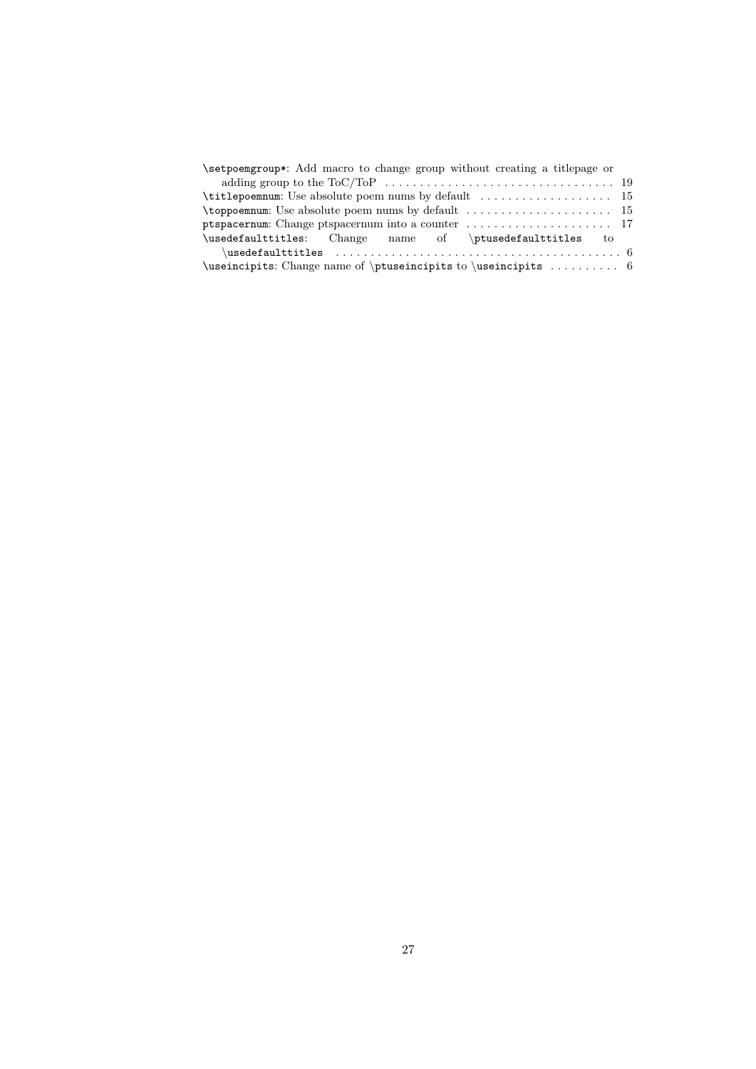\setpoemgroup*: Add macro to change group without creating a titlepage or adding group to the ToC/ToP . . . . . . . . . . . . . . . . . . . . . . . . . . . . . . . . 19
\titlepoemnum: Use absolute poem nums by default . . . . . . . . . . . . . . . . . . . 15
\toppoemnum: Use absolute poem nums by default . . . . . . . . . . . . . . . . . . . . . 15
ptspacernum: Change ptspacernum into a counter . . . . . . . . . . . . . . . . . . . . 17
\usedefaulttitles: Change name of \ptusedefaulttitles to \usedefaulttitles . . . . . . . . . . . . . . . . . . . . . . . . . . . . . . . . . . . . . . . 6
\useincipits: Change name of \ptuseincipits to \useincipits . . . . . . . . . . 6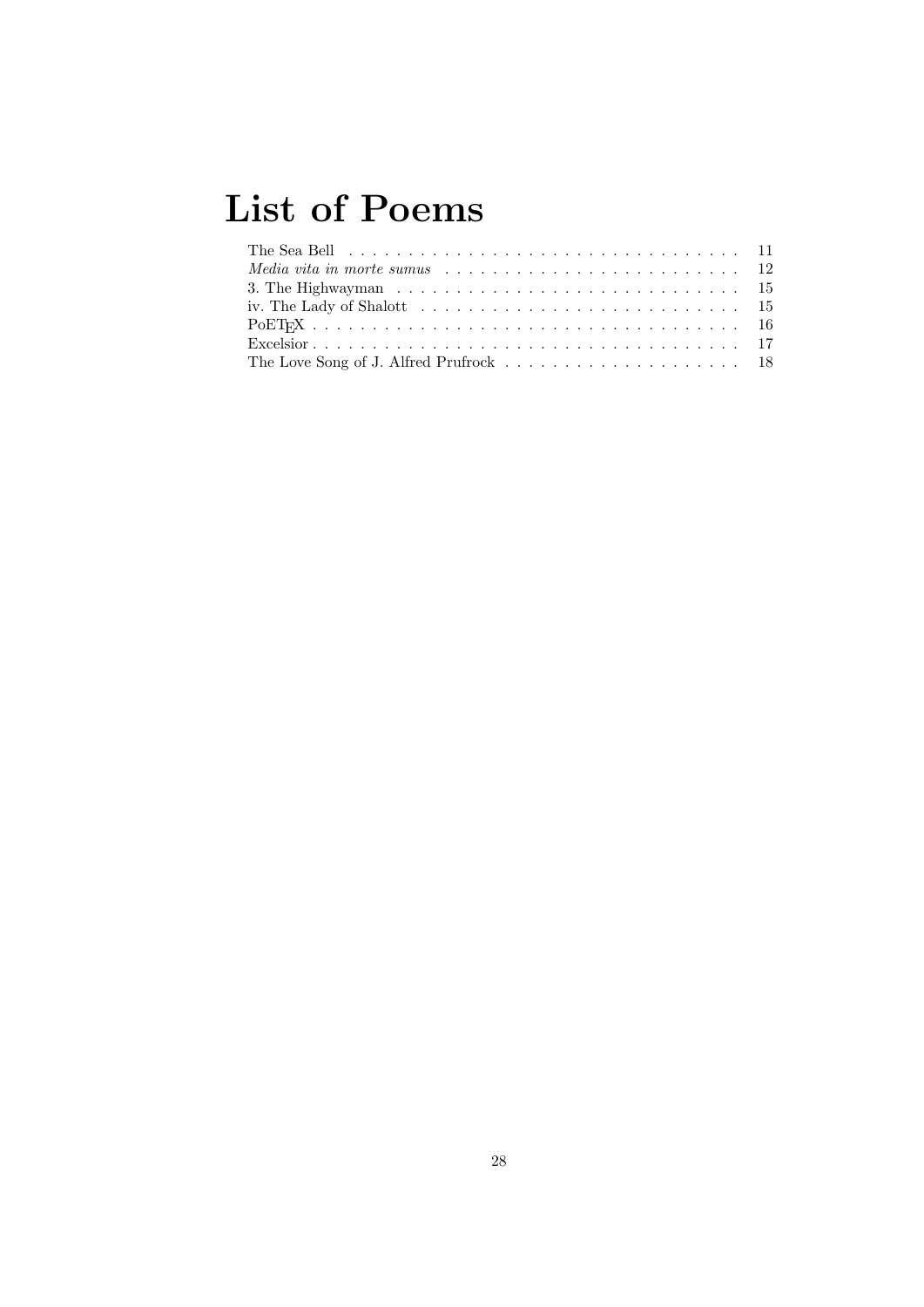# List of Poems

The Sea Bell . . . . . . . . . . . . . . . . . . . . . . . . . . . . . . . . . 11
*Media vita in morte sumus* . . . . . . . . . . . . . . . . . . . . . . . . 12
3. The Highwayman . . . . . . . . . . . . . . . . . . . . . . . . . . . . . 15
iv. The Lady of Shalott . . . . . . . . . . . . . . . . . . . . . . . . . . 15
PoETEX . . . . . . . . . . . . . . . . . . . . . . . . . . . . . . . . . . . 16
Excelsior . . . . . . . . . . . . . . . . . . . . . . . . . . . . . . . . . . 17
The Love Song of J. Alfred Prufrock . . . . . . . . . . . . . . . . . . . . 18